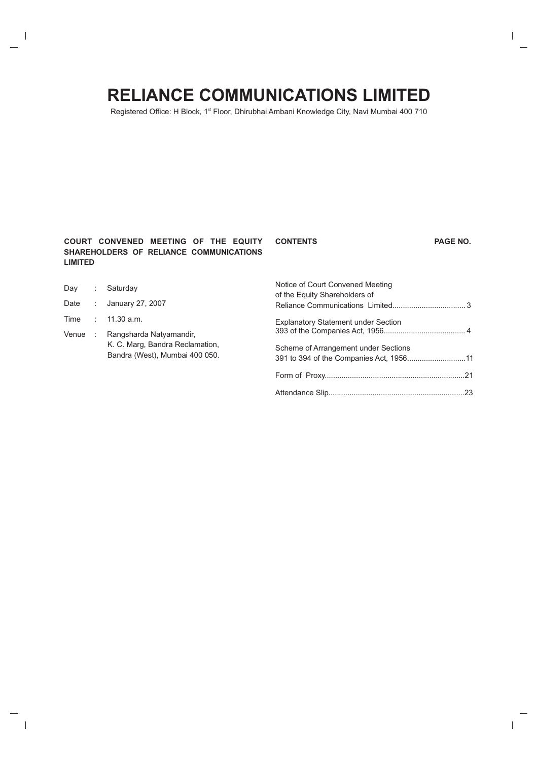# RELIANCE COMMUNICATIONS LIMITED

Registered Office: H Block, 1st Floor, Dhirubhai Ambani Knowledge City, Navi Mumbai 400 710

**COURT CONVENED MEETING OF THE EQUITY SHAREHOLDERS OF RELIANCE COMMUNICATIONS LIMITED**

| | | |
|---|---|---|
| Day | : | Saturday |
| Date | : | January 27, 2007 |
| Time | : | 11.30 a.m. |
| Venue | : | Rangsharda Natyamandir, K. C. Marg, Bandra Reclamation, Bandra (West), Mumbai 400 050. |

| **CONTENTS** | **PAGE NO.** |
|---|---|
| Notice of Court Convened Meeting of the Equity Shareholders of Reliance Communications Limited | 3 |
| Explanatory Statement under Section 393 of the Companies Act, 1956 | 4 |
| Scheme of Arrangement under Sections 391 to 394 of the Companies Act, 1956 | 11 |
| Form of Proxy | 21 |
| Attendance Slip | 23 |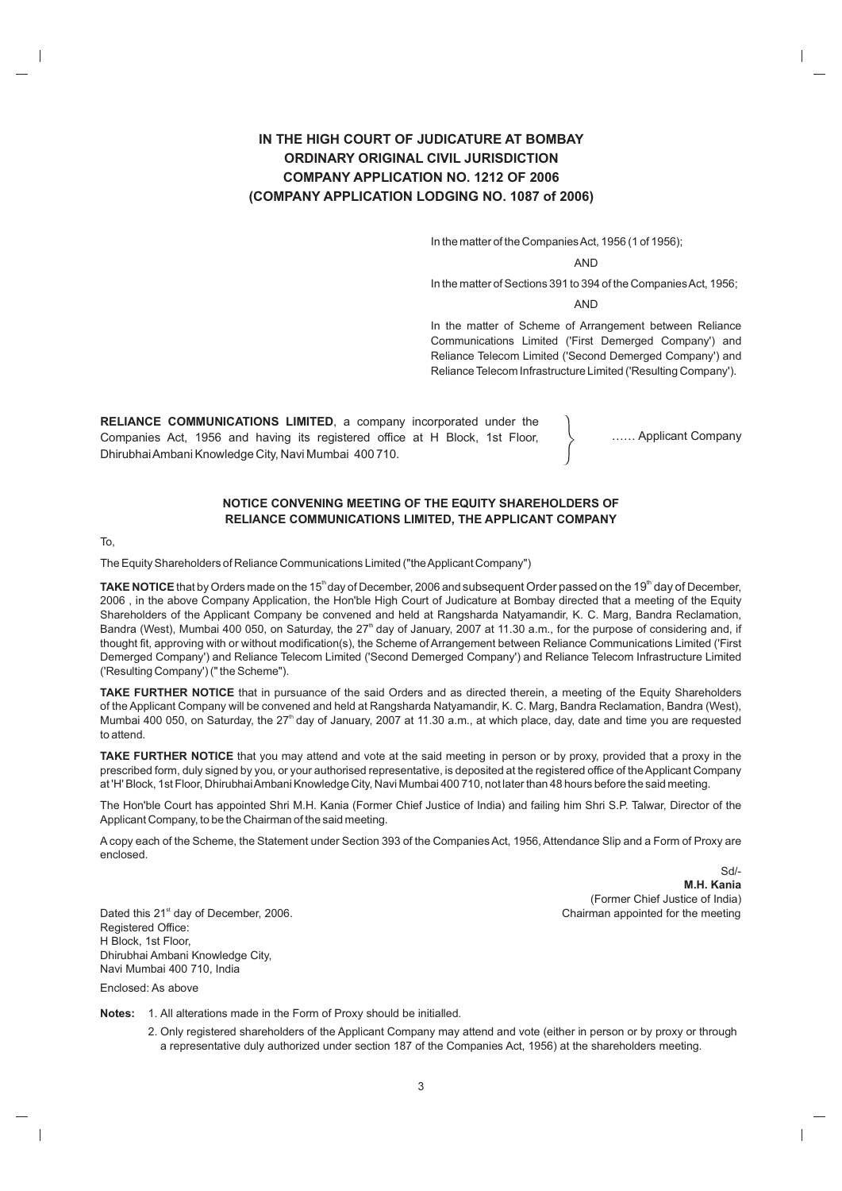# IN THE HIGH COURT OF JUDICATURE AT BOMBAY
## ORDINARY ORIGINAL CIVIL JURISDICTION
## COMPANY APPLICATION NO. 1212 OF 2006
## (COMPANY APPLICATION LODGING NO. 1087 of 2006)

In the matter of the Companies Act, 1956 (1 of 1956);

AND

In the matter of Sections 391 to 394 of the Companies Act, 1956;

AND

In the matter of Scheme of Arrangement between Reliance Communications Limited ('First Demerged Company') and Reliance Telecom Limited ('Second Demerged Company') and Reliance Telecom Infrastructure Limited ('Resulting Company').

**RELIANCE COMMUNICATIONS LIMITED**, a company incorporated under the Companies Act, 1956 and having its registered office at H Block, 1st Floor, Dhirubhai Ambani Knowledge City, Navi Mumbai 400 710. } …… Applicant Company

### NOTICE CONVENING MEETING OF THE EQUITY SHAREHOLDERS OF RELIANCE COMMUNICATIONS LIMITED, THE APPLICANT COMPANY

To,

The Equity Shareholders of Reliance Communications Limited ("the Applicant Company")

**TAKE NOTICE** that by Orders made on the 15th day of December, 2006 and subsequent Order passed on the 19th day of December, 2006 , in the above Company Application, the Hon'ble High Court of Judicature at Bombay directed that a meeting of the Equity Shareholders of the Applicant Company be convened and held at Rangsharda Natyamandir, K. C. Marg, Bandra Reclamation, Bandra (West), Mumbai 400 050, on Saturday, the 27th day of January, 2007 at 11.30 a.m., for the purpose of considering and, if thought fit, approving with or without modification(s), the Scheme of Arrangement between Reliance Communications Limited ('First Demerged Company') and Reliance Telecom Limited ('Second Demerged Company') and Reliance Telecom Infrastructure Limited ('Resulting Company') (" the Scheme").

**TAKE FURTHER NOTICE** that in pursuance of the said Orders and as directed therein, a meeting of the Equity Shareholders of the Applicant Company will be convened and held at Rangsharda Natyamandir, K. C. Marg, Bandra Reclamation, Bandra (West), Mumbai 400 050, on Saturday, the 27th day of January, 2007 at 11.30 a.m., at which place, day, date and time you are requested to attend.

**TAKE FURTHER NOTICE** that you may attend and vote at the said meeting in person or by proxy, provided that a proxy in the prescribed form, duly signed by you, or your authorised representative, is deposited at the registered office of the Applicant Company at 'H' Block, 1st Floor, Dhirubhai Ambani Knowledge City, Navi Mumbai 400 710, not later than 48 hours before the said meeting.

The Hon'ble Court has appointed Shri M.H. Kania (Former Chief Justice of India) and failing him Shri S.P. Talwar, Director of the Applicant Company, to be the Chairman of the said meeting.

A copy each of the Scheme, the Statement under Section 393 of the Companies Act, 1956, Attendance Slip and a Form of Proxy are enclosed.

Sd/-
**M.H. Kania**
(Former Chief Justice of India)
Chairman appointed for the meeting

Dated this 21st day of December, 2006.
Registered Office:
H Block, 1st Floor,
Dhirubhai Ambani Knowledge City,
Navi Mumbai 400 710, India

Enclosed: As above

**Notes:**
1. All alterations made in the Form of Proxy should be initialled.
2. Only registered shareholders of the Applicant Company may attend and vote (either in person or by proxy or through a representative duly authorized under section 187 of the Companies Act, 1956) at the shareholders meeting.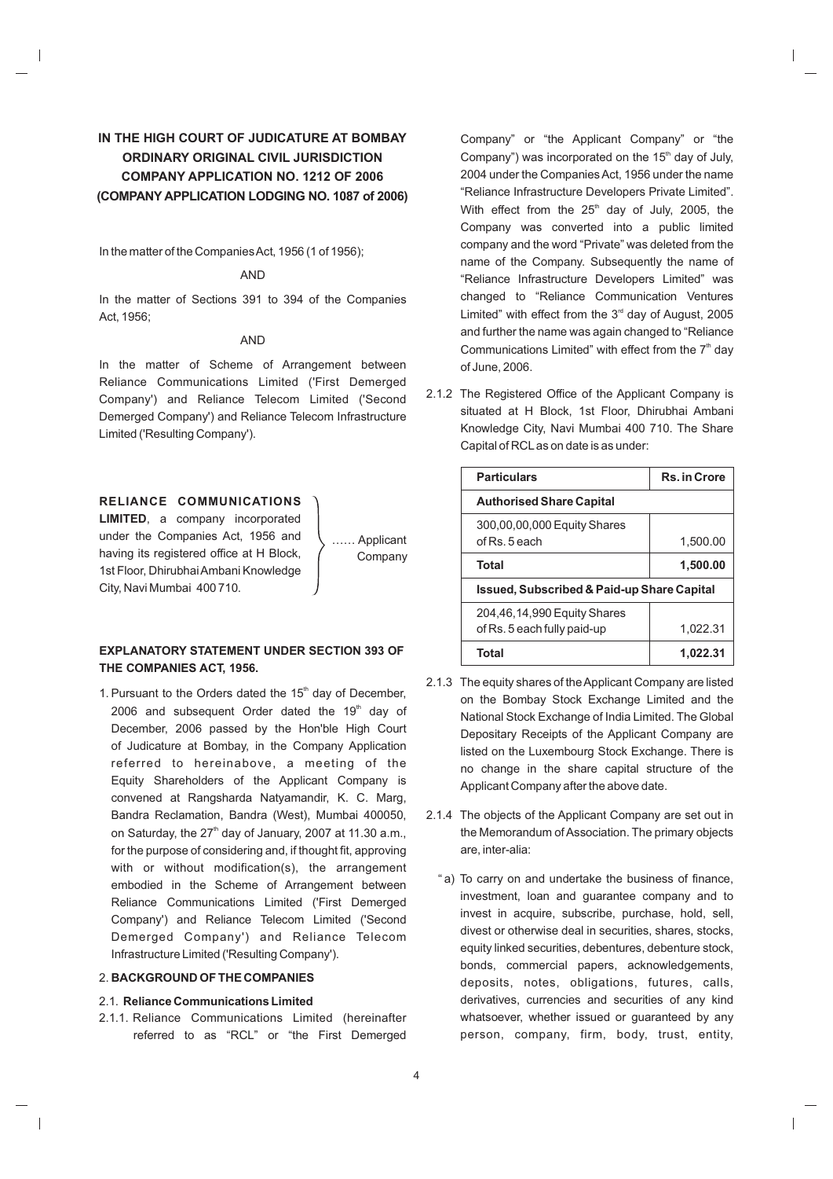**IN THE HIGH COURT OF JUDICATURE AT BOMBAY**
**ORDINARY ORIGINAL CIVIL JURISDICTION**
**COMPANY APPLICATION NO. 1212 OF 2006**
**(COMPANY APPLICATION LODGING NO. 1087 of 2006)**

In the matter of the Companies Act, 1956 (1 of 1956);

AND

In the matter of Sections 391 to 394 of the Companies Act, 1956;

AND

In the matter of Scheme of Arrangement between Reliance Communications Limited ('First Demerged Company') and Reliance Telecom Limited ('Second Demerged Company') and Reliance Telecom Infrastructure Limited ('Resulting Company').

**RELIANCE COMMUNICATIONS LIMITED**, a company incorporated under the Companies Act, 1956 and having its registered office at H Block, 1st Floor, Dhirubhai Ambani Knowledge City, Navi Mumbai 400 710. …… Applicant Company

**EXPLANATORY STATEMENT UNDER SECTION 393 OF THE COMPANIES ACT, 1956.**

1. Pursuant to the Orders dated the 15th day of December, 2006 and subsequent Order dated the 19th day of December, 2006 passed by the Hon'ble High Court of Judicature at Bombay, in the Company Application referred to hereinabove, a meeting of the Equity Shareholders of the Applicant Company is convened at Rangsharda Natyamandir, K. C. Marg, Bandra Reclamation, Bandra (West), Mumbai 400050, on Saturday, the 27th day of January, 2007 at 11.30 a.m., for the purpose of considering and, if thought fit, approving with or without modification(s), the arrangement embodied in the Scheme of Arrangement between Reliance Communications Limited ('First Demerged Company') and Reliance Telecom Limited ('Second Demerged Company') and Reliance Telecom Infrastructure Limited ('Resulting Company').

2. **BACKGROUND OF THE COMPANIES**

2.1. **Reliance Communications Limited**

2.1.1. Reliance Communications Limited (hereinafter referred to as "RCL" or "the First Demerged Company" or "the Applicant Company" or "the Company") was incorporated on the 15th day of July, 2004 under the Companies Act, 1956 under the name "Reliance Infrastructure Developers Private Limited". With effect from the 25th day of July, 2005, the Company was converted into a public limited company and the word "Private" was deleted from the name of the Company. Subsequently the name of "Reliance Infrastructure Developers Limited" was changed to "Reliance Communication Ventures Limited" with effect from the 3rd day of August, 2005 and further the name was again changed to "Reliance Communications Limited" with effect from the 7th day of June, 2006.

2.1.2 The Registered Office of the Applicant Company is situated at H Block, 1st Floor, Dhirubhai Ambani Knowledge City, Navi Mumbai 400 710. The Share Capital of RCL as on date is as under:

| Particulars | Rs. in Crore |
|---|---|
| **Authorised Share Capital** | |
| 300,00,00,000 Equity Shares of Rs. 5 each | 1,500.00 |
| **Total** | **1,500.00** |
| **Issued, Subscribed & Paid-up Share Capital** | |
| 204,46,14,990 Equity Shares of Rs. 5 each fully paid-up | 1,022.31 |
| **Total** | **1,022.31** |

2.1.3 The equity shares of the Applicant Company are listed on the Bombay Stock Exchange Limited and the National Stock Exchange of India Limited. The Global Depositary Receipts of the Applicant Company are listed on the Luxembourg Stock Exchange. There is no change in the share capital structure of the Applicant Company after the above date.

2.1.4 The objects of the Applicant Company are set out in the Memorandum of Association. The primary objects are, inter-alia:

"a) To carry on and undertake the business of finance, investment, loan and guarantee company and to invest in acquire, subscribe, purchase, hold, sell, divest or otherwise deal in securities, shares, stocks, equity linked securities, debentures, debenture stock, bonds, commercial papers, acknowledgements, deposits, notes, obligations, futures, calls, derivatives, currencies and securities of any kind whatsoever, whether issued or guaranteed by any person, company, firm, body, trust, entity,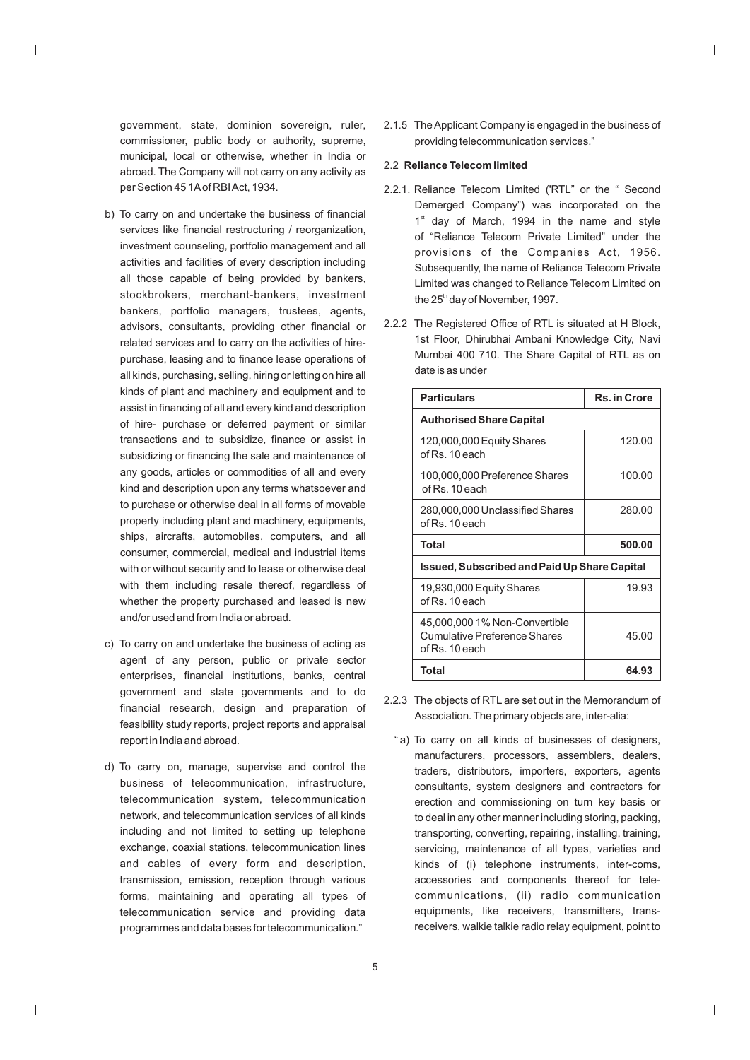government, state, dominion sovereign, ruler, commissioner, public body or authority, supreme, municipal, local or otherwise, whether in India or abroad. The Company will not carry on any activity as per Section 45 1A of RBI Act, 1934.

b) To carry on and undertake the business of financial services like financial restructuring / reorganization, investment counseling, portfolio management and all activities and facilities of every description including all those capable of being provided by bankers, stockbrokers, merchant-bankers, investment bankers, portfolio managers, trustees, agents, advisors, consultants, providing other financial or related services and to carry on the activities of hire-purchase, leasing and to finance lease operations of all kinds, purchasing, selling, hiring or letting on hire all kinds of plant and machinery and equipment and to assist in financing of all and every kind and description of hire- purchase or deferred payment or similar transactions and to subsidize, finance or assist in subsidizing or financing the sale and maintenance of any goods, articles or commodities of all and every kind and description upon any terms whatsoever and to purchase or otherwise deal in all forms of movable property including plant and machinery, equipments, ships, aircrafts, automobiles, computers, and all consumer, commercial, medical and industrial items with or without security and to lease or otherwise deal with them including resale thereof, regardless of whether the property purchased and leased is new and/or used and from India or abroad.

c) To carry on and undertake the business of acting as agent of any person, public or private sector enterprises, financial institutions, banks, central government and state governments and to do financial research, design and preparation of feasibility study reports, project reports and appraisal report in India and abroad.

d) To carry on, manage, supervise and control the business of telecommunication, infrastructure, telecommunication system, telecommunication network, and telecommunication services of all kinds including and not limited to setting up telephone exchange, coaxial stations, telecommunication lines and cables of every form and description, transmission, emission, reception through various forms, maintaining and operating all types of telecommunication service and providing data programmes and data bases for telecommunication."

2.1.5 The Applicant Company is engaged in the business of providing telecommunication services."

## 2.2 Reliance Telecom limited

2.2.1. Reliance Telecom Limited ('RTL" or the " Second Demerged Company") was incorporated on the 1st day of March, 1994 in the name and style of "Reliance Telecom Private Limited" under the provisions of the Companies Act, 1956. Subsequently, the name of Reliance Telecom Private Limited was changed to Reliance Telecom Limited on the 25th day of November, 1997.

2.2.2 The Registered Office of RTL is situated at H Block, 1st Floor, Dhirubhai Ambani Knowledge City, Navi Mumbai 400 710. The Share Capital of RTL as on date is as under

| Particulars | Rs. in Crore |
|---|---|
| **Authorised Share Capital** | |
| 120,000,000 Equity Shares of Rs. 10 each | 120.00 |
| 100,000,000 Preference Shares of Rs. 10 each | 100.00 |
| 280,000,000 Unclassified Shares of Rs. 10 each | 280.00 |
| **Total** | **500.00** |
| **Issued, Subscribed and Paid Up Share Capital** | |
| 19,930,000 Equity Shares of Rs. 10 each | 19.93 |
| 45,000,000 1% Non-Convertible Cumulative Preference Shares of Rs. 10 each | 45.00 |
| **Total** | **64.93** |

2.2.3 The objects of RTL are set out in the Memorandum of Association. The primary objects are, inter-alia:

" a) To carry on all kinds of businesses of designers, manufacturers, processors, assemblers, dealers, traders, distributors, importers, exporters, agents consultants, system designers and contractors for erection and commissioning on turn key basis or to deal in any other manner including storing, packing, transporting, converting, repairing, installing, training, servicing, maintenance of all types, varieties and kinds of (i) telephone instruments, inter-coms, accessories and components thereof for tele-communications, (ii) radio communication equipments, like receivers, transmitters, trans-receivers, walkie talkie radio relay equipment, point to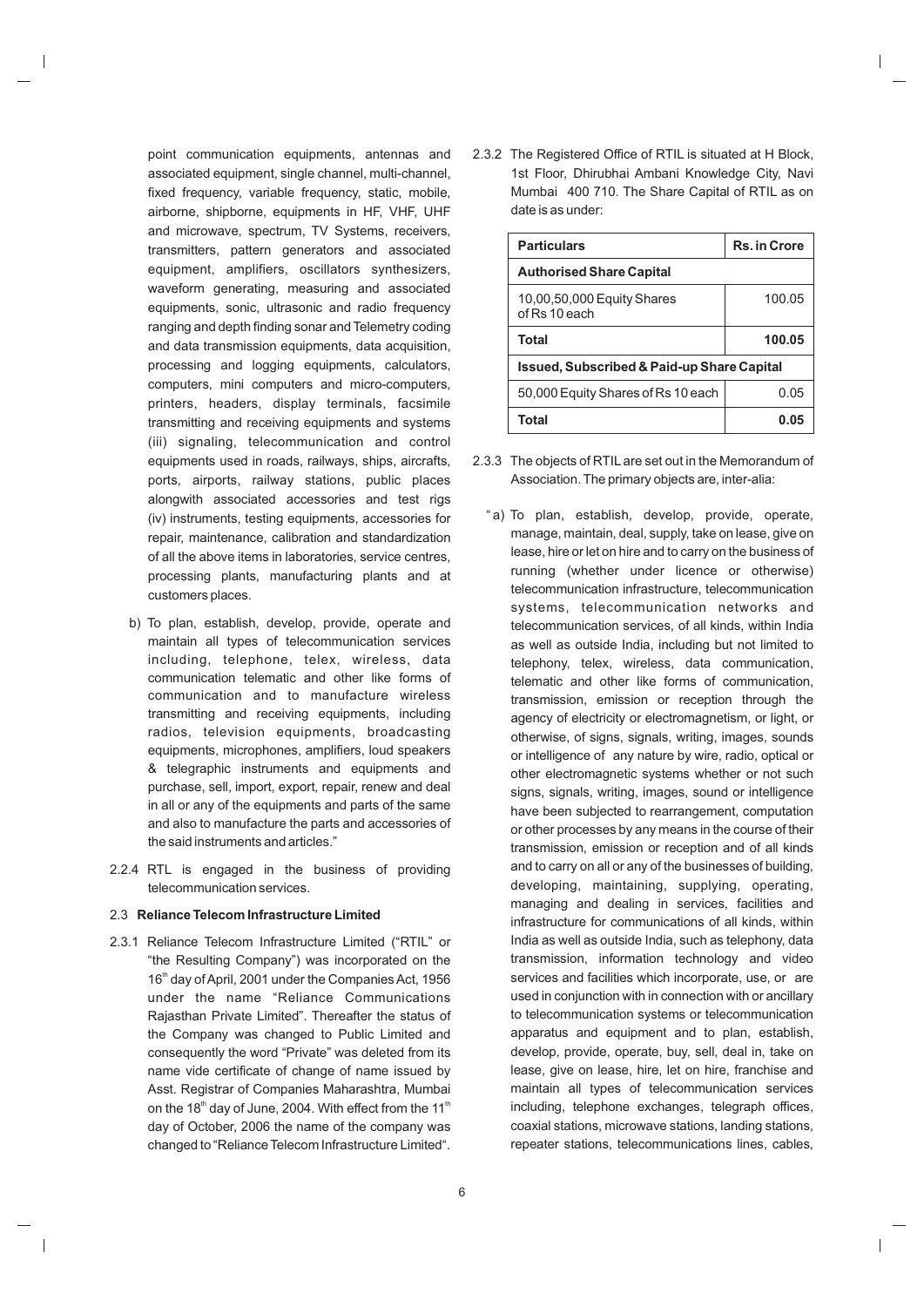point communication equipments, antennas and associated equipment, single channel, multi-channel, fixed frequency, variable frequency, static, mobile, airborne, shipborne, equipments in HF, VHF, UHF and microwave, spectrum, TV Systems, receivers, transmitters, pattern generators and associated equipment, amplifiers, oscillators synthesizers, waveform generating, measuring and associated equipments, sonic, ultrasonic and radio frequency ranging and depth finding sonar and Telemetry coding and data transmission equipments, data acquisition, processing and logging equipments, calculators, computers, mini computers and micro-computers, printers, headers, display terminals, facsimile transmitting and receiving equipments and systems (iii) signaling, telecommunication and control equipments used in roads, railways, ships, aircrafts, ports, airports, railway stations, public places alongwith associated accessories and test rigs (iv) instruments, testing equipments, accessories for repair, maintenance, calibration and standardization of all the above items in laboratories, service centres, processing plants, manufacturing plants and at customers places.

b) To plan, establish, develop, provide, operate and maintain all types of telecommunication services including, telephone, telex, wireless, data communication telematic and other like forms of communication and to manufacture wireless transmitting and receiving equipments, including radios, television equipments, broadcasting equipments, microphones, amplifiers, loud speakers & telegraphic instruments and equipments and purchase, sell, import, export, repair, renew and deal in all or any of the equipments and parts of the same and also to manufacture the parts and accessories of the said instruments and articles."

2.2.4 RTL is engaged in the business of providing telecommunication services.

## 2.3 Reliance Telecom Infrastructure Limited

2.3.1 Reliance Telecom Infrastructure Limited ("RTIL" or "the Resulting Company") was incorporated on the 16th day of April, 2001 under the Companies Act, 1956 under the name "Reliance Communications Rajasthan Private Limited". Thereafter the status of the Company was changed to Public Limited and consequently the word "Private" was deleted from its name vide certificate of change of name issued by Asst. Registrar of Companies Maharashtra, Mumbai on the 18th day of June, 2004. With effect from the 11th day of October, 2006 the name of the company was changed to "Reliance Telecom Infrastructure Limited".

2.3.2 The Registered Office of RTIL is situated at H Block, 1st Floor, Dhirubhai Ambani Knowledge City, Navi Mumbai 400 710. The Share Capital of RTIL as on date is as under:

| Particulars | Rs. in Crore |
|---|---|
| **Authorised Share Capital** | |
| 10,00,50,000 Equity Shares of Rs 10 each | 100.05 |
| **Total** | **100.05** |
| **Issued, Subscribed & Paid-up Share Capital** | |
| 50,000 Equity Shares of Rs 10 each | 0.05 |
| **Total** | **0.05** |

2.3.3 The objects of RTIL are set out in the Memorandum of Association. The primary objects are, inter-alia:

"a) To plan, establish, develop, provide, operate, manage, maintain, deal, supply, take on lease, give on lease, hire or let on hire and to carry on the business of running (whether under licence or otherwise) telecommunication infrastructure, telecommunication systems, telecommunication networks and telecommunication services, of all kinds, within India as well as outside India, including but not limited to telephony, telex, wireless, data communication, telematic and other like forms of communication, transmission, emission or reception through the agency of electricity or electromagnetism, or light, or otherwise, of signs, signals, writing, images, sounds or intelligence of any nature by wire, radio, optical or other electromagnetic systems whether or not such signs, signals, writing, images, sound or intelligence have been subjected to rearrangement, computation or other processes by any means in the course of their transmission, emission or reception and of all kinds and to carry on all or any of the businesses of building, developing, maintaining, supplying, operating, managing and dealing in services, facilities and infrastructure for communications of all kinds, within India as well as outside India, such as telephony, data transmission, information technology and video services and facilities which incorporate, use, or are used in conjunction with in connection with or ancillary to telecommunication systems or telecommunication apparatus and equipment and to plan, establish, develop, provide, operate, buy, sell, deal in, take on lease, give on lease, hire, let on hire, franchise and maintain all types of telecommunication services including, telephone exchanges, telegraph offices, coaxial stations, microwave stations, landing stations, repeater stations, telecommunications lines, cables,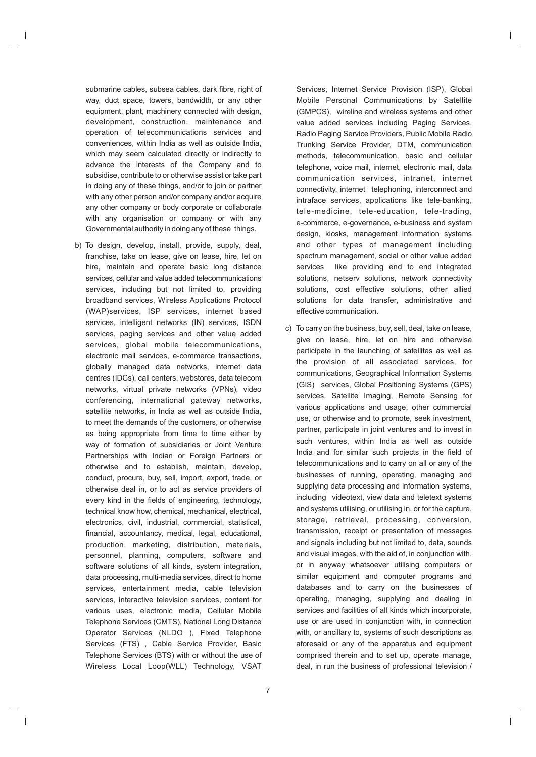submarine cables, subsea cables, dark fibre, right of way, duct space, towers, bandwidth, or any other equipment, plant, machinery connected with design, development, construction, maintenance and operation of telecommunications services and conveniences, within India as well as outside India, which may seem calculated directly or indirectly to advance the interests of the Company and to subsidise, contribute to or otherwise assist or take part in doing any of these things, and/or to join or partner with any other person and/or company and/or acquire any other company or body corporate or collaborate with any organisation or company or with any Governmental authority in doing any of these things.

b) To design, develop, install, provide, supply, deal, franchise, take on lease, give on lease, hire, let on hire, maintain and operate basic long distance services, cellular and value added telecommunications services, including but not limited to, providing broadband services, Wireless Applications Protocol (WAP)services, ISP services, internet based services, intelligent networks (IN) services, ISDN services, paging services and other value added services, global mobile telecommunications, electronic mail services, e-commerce transactions, globally managed data networks, internet data centres (IDCs), call centers, webstores, data telecom networks, virtual private networks (VPNs), video conferencing, international gateway networks, satellite networks, in India as well as outside India, to meet the demands of the customers, or otherwise as being appropriate from time to time either by way of formation of subsidiaries or Joint Venture Partnerships with Indian or Foreign Partners or otherwise and to establish, maintain, develop, conduct, procure, buy, sell, import, export, trade, or otherwise deal in, or to act as service providers of every kind in the fields of engineering, technology, technical know how, chemical, mechanical, electrical, electronics, civil, industrial, commercial, statistical, financial, accountancy, medical, legal, educational, production, marketing, distribution, materials, personnel, planning, computers, software and software solutions of all kinds, system integration, data processing, multi-media services, direct to home services, entertainment media, cable television services, interactive television services, content for various uses, electronic media, Cellular Mobile Telephone Services (CMTS), National Long Distance Operator Services (NLDO ), Fixed Telephone Services (FTS) , Cable Service Provider, Basic Telephone Services (BTS) with or without the use of Wireless Local Loop(WLL) Technology, VSAT Services, Internet Service Provision (ISP), Global Mobile Personal Communications by Satellite (GMPCS), wireline and wireless systems and other value added services including Paging Services, Radio Paging Service Providers, Public Mobile Radio Trunking Service Provider, DTM, communication methods, telecommunication, basic and cellular telephone, voice mail, internet, electronic mail, data communication services, intranet, internet connectivity, internet telephoning, interconnect and intraface services, applications like tele-banking, tele-medicine, tele-education, tele-trading, e-commerce, e-governance, e-business and system design, kiosks, management information systems and other types of management including spectrum management, social or other value added services like providing end to end integrated solutions, netserv solutions, network connectivity solutions, cost effective solutions, other allied solutions for data transfer, administrative and effective communication.

c) To carry on the business, buy, sell, deal, take on lease, give on lease, hire, let on hire and otherwise participate in the launching of satellites as well as the provision of all associated services, for communications, Geographical Information Systems (GIS) services, Global Positioning Systems (GPS) services, Satellite Imaging, Remote Sensing for various applications and usage, other commercial use, or otherwise and to promote, seek investment, partner, participate in joint ventures and to invest in such ventures, within India as well as outside India and for similar such projects in the field of telecommunications and to carry on all or any of the businesses of running, operating, managing and supplying data processing and information systems, including videotext, view data and teletext systems and systems utilising, or utilising in, or for the capture, storage, retrieval, processing, conversion, transmission, receipt or presentation of messages and signals including but not limited to, data, sounds and visual images, with the aid of, in conjunction with, or in anyway whatsoever utilising computers or similar equipment and computer programs and databases and to carry on the businesses of operating, managing, supplying and dealing in services and facilities of all kinds which incorporate, use or are used in conjunction with, in connection with, or ancillary to, systems of such descriptions as aforesaid or any of the apparatus and equipment comprised therein and to set up, operate manage, deal, in run the business of professional television /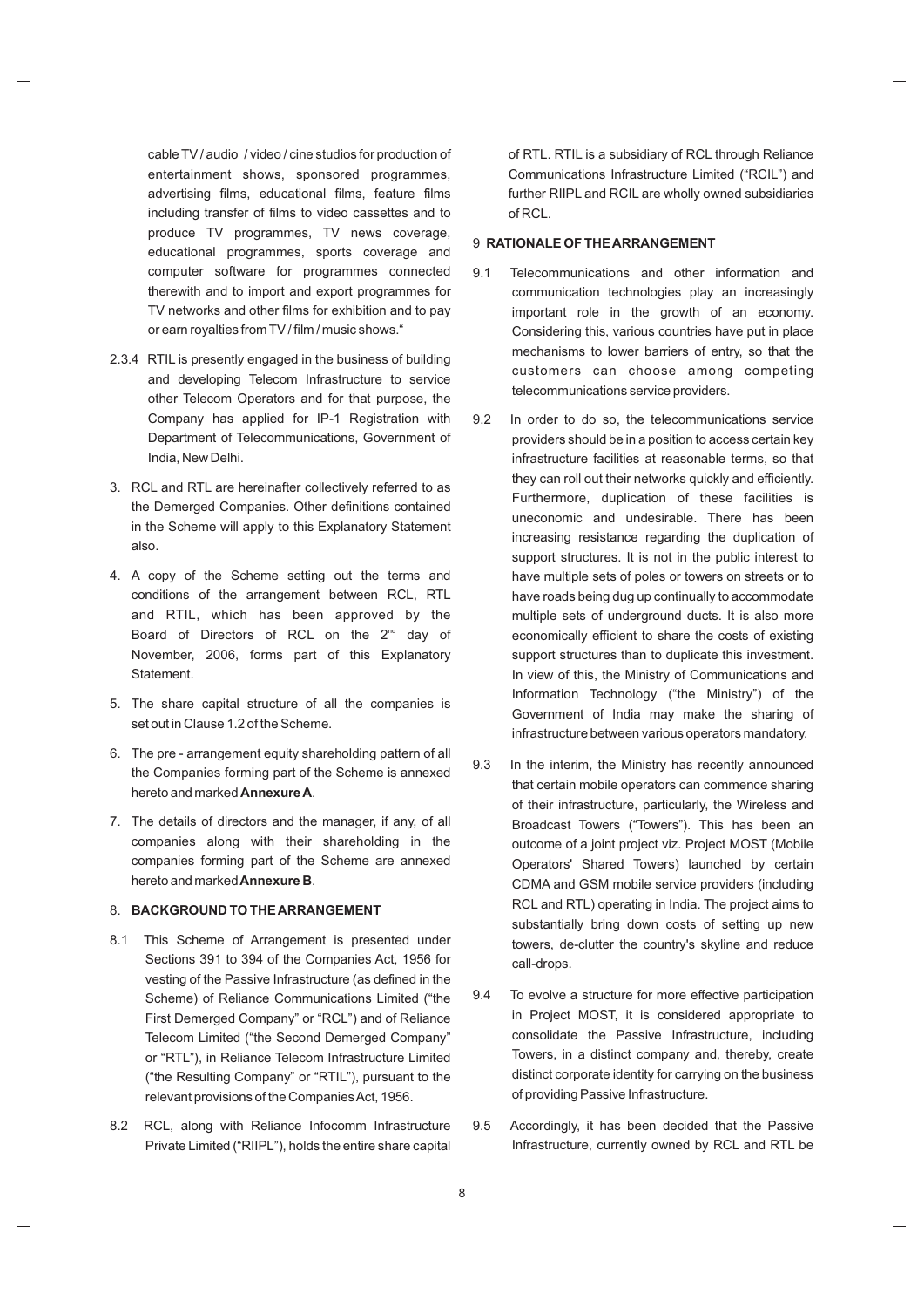cable TV / audio / video / cine studios for production of entertainment shows, sponsored programmes, advertising films, educational films, feature films including transfer of films to video cassettes and to produce TV programmes, TV news coverage, educational programmes, sports coverage and computer software for programmes connected therewith and to import and export programmes for TV networks and other films for exhibition and to pay or earn royalties from TV / film / music shows."

2.3.4 RTIL is presently engaged in the business of building and developing Telecom Infrastructure to service other Telecom Operators and for that purpose, the Company has applied for IP-1 Registration with Department of Telecommunications, Government of India, New Delhi.

3. RCL and RTL are hereinafter collectively referred to as the Demerged Companies. Other definitions contained in the Scheme will apply to this Explanatory Statement also.

4. A copy of the Scheme setting out the terms and conditions of the arrangement between RCL, RTL and RTIL, which has been approved by the Board of Directors of RCL on the 2nd day of November, 2006, forms part of this Explanatory Statement.

5. The share capital structure of all the companies is set out in Clause 1.2 of the Scheme.

6. The pre - arrangement equity shareholding pattern of all the Companies forming part of the Scheme is annexed hereto and marked **Annexure A**.

7. The details of directors and the manager, if any, of all companies along with their shareholding in the companies forming part of the Scheme are annexed hereto and marked **Annexure B**.

8. **BACKGROUND TO THE ARRANGEMENT**

8.1 This Scheme of Arrangement is presented under Sections 391 to 394 of the Companies Act, 1956 for vesting of the Passive Infrastructure (as defined in the Scheme) of Reliance Communications Limited ("the First Demerged Company" or "RCL") and of Reliance Telecom Limited ("the Second Demerged Company" or "RTL"), in Reliance Telecom Infrastructure Limited ("the Resulting Company" or "RTIL"), pursuant to the relevant provisions of the Companies Act, 1956.

8.2 RCL, along with Reliance Infocomm Infrastructure Private Limited ("RIIPL"), holds the entire share capital of RTL. RTIL is a subsidiary of RCL through Reliance Communications Infrastructure Limited ("RCIL") and further RIIPL and RCIL are wholly owned subsidiaries of RCL.

9 **RATIONALE OF THE ARRANGEMENT**

9.1 Telecommunications and other information and communication technologies play an increasingly important role in the growth of an economy. Considering this, various countries have put in place mechanisms to lower barriers of entry, so that the customers can choose among competing telecommunications service providers.

9.2 In order to do so, the telecommunications service providers should be in a position to access certain key infrastructure facilities at reasonable terms, so that they can roll out their networks quickly and efficiently. Furthermore, duplication of these facilities is uneconomic and undesirable. There has been increasing resistance regarding the duplication of support structures. It is not in the public interest to have multiple sets of poles or towers on streets or to have roads being dug up continually to accommodate multiple sets of underground ducts. It is also more economically efficient to share the costs of existing support structures than to duplicate this investment. In view of this, the Ministry of Communications and Information Technology ("the Ministry") of the Government of India may make the sharing of infrastructure between various operators mandatory.

9.3 In the interim, the Ministry has recently announced that certain mobile operators can commence sharing of their infrastructure, particularly, the Wireless and Broadcast Towers ("Towers"). This has been an outcome of a joint project viz. Project MOST (Mobile Operators' Shared Towers) launched by certain CDMA and GSM mobile service providers (including RCL and RTL) operating in India. The project aims to substantially bring down costs of setting up new towers, de-clutter the country's skyline and reduce call-drops.

9.4 To evolve a structure for more effective participation in Project MOST, it is considered appropriate to consolidate the Passive Infrastructure, including Towers, in a distinct company and, thereby, create distinct corporate identity for carrying on the business of providing Passive Infrastructure.

9.5 Accordingly, it has been decided that the Passive Infrastructure, currently owned by RCL and RTL be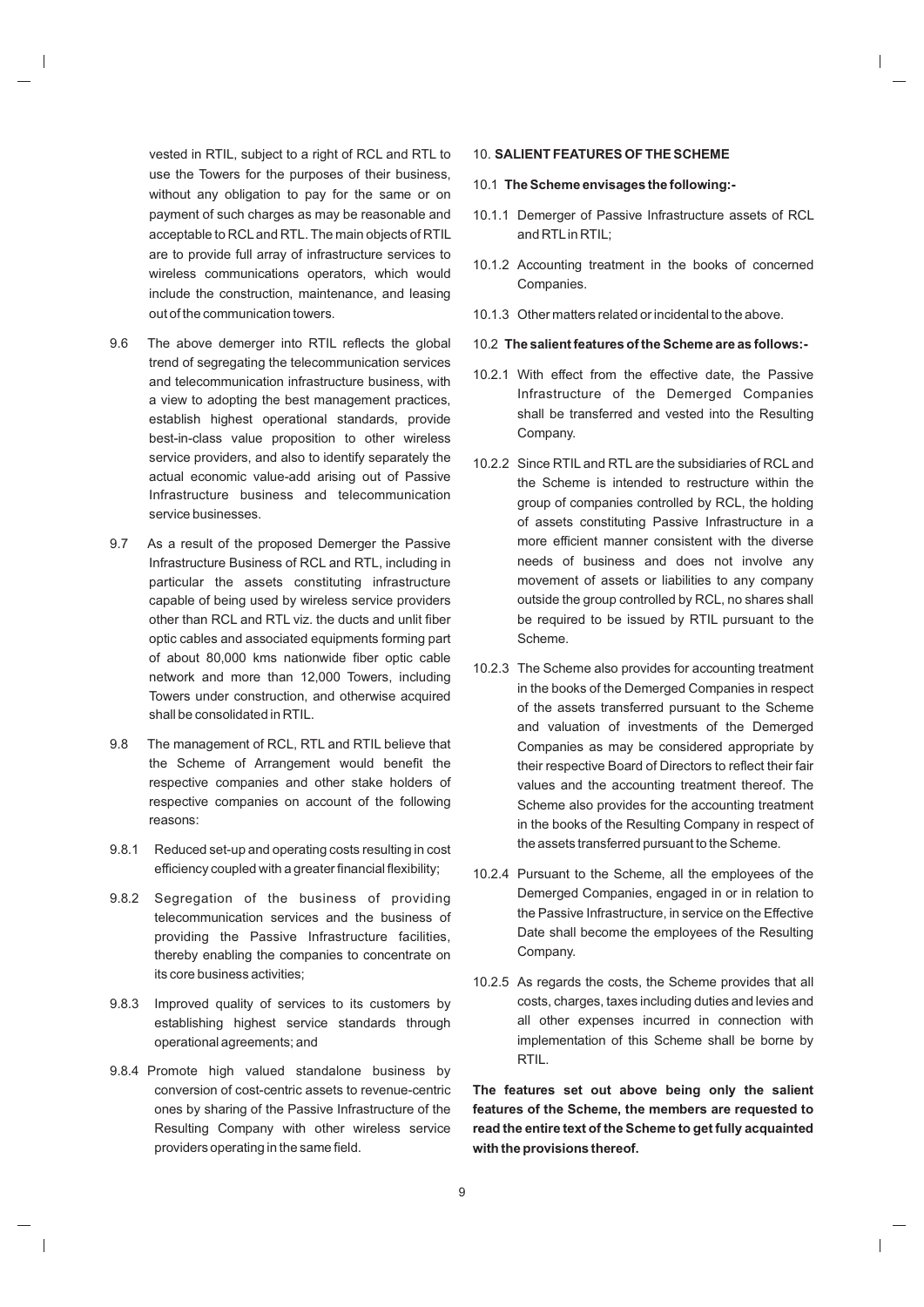vested in RTIL, subject to a right of RCL and RTL to use the Towers for the purposes of their business, without any obligation to pay for the same or on payment of such charges as may be reasonable and acceptable to RCL and RTL. The main objects of RTIL are to provide full array of infrastructure services to wireless communications operators, which would include the construction, maintenance, and leasing out of the communication towers.

9.6 The above demerger into RTIL reflects the global trend of segregating the telecommunication services and telecommunication infrastructure business, with a view to adopting the best management practices, establish highest operational standards, provide best-in-class value proposition to other wireless service providers, and also to identify separately the actual economic value-add arising out of Passive Infrastructure business and telecommunication service businesses.

9.7 As a result of the proposed Demerger the Passive Infrastructure Business of RCL and RTL, including in particular the assets constituting infrastructure capable of being used by wireless service providers other than RCL and RTL viz. the ducts and unlit fiber optic cables and associated equipments forming part of about 80,000 kms nationwide fiber optic cable network and more than 12,000 Towers, including Towers under construction, and otherwise acquired shall be consolidated in RTIL.

9.8 The management of RCL, RTL and RTIL believe that the Scheme of Arrangement would benefit the respective companies and other stake holders of respective companies on account of the following reasons:

9.8.1 Reduced set-up and operating costs resulting in cost efficiency coupled with a greater financial flexibility;

9.8.2 Segregation of the business of providing telecommunication services and the business of providing the Passive Infrastructure facilities, thereby enabling the companies to concentrate on its core business activities;

9.8.3 Improved quality of services to its customers by establishing highest service standards through operational agreements; and

9.8.4 Promote high valued standalone business by conversion of cost-centric assets to revenue-centric ones by sharing of the Passive Infrastructure of the Resulting Company with other wireless service providers operating in the same field.

10. **SALIENT FEATURES OF THE SCHEME**

10.1 **The Scheme envisages the following:-**

10.1.1 Demerger of Passive Infrastructure assets of RCL and RTL in RTIL;

10.1.2 Accounting treatment in the books of concerned Companies.

10.1.3 Other matters related or incidental to the above.

10.2 **The salient features of the Scheme are as follows:-**

10.2.1 With effect from the effective date, the Passive Infrastructure of the Demerged Companies shall be transferred and vested into the Resulting Company.

10.2.2 Since RTIL and RTL are the subsidiaries of RCL and the Scheme is intended to restructure within the group of companies controlled by RCL, the holding of assets constituting Passive Infrastructure in a more efficient manner consistent with the diverse needs of business and does not involve any movement of assets or liabilities to any company outside the group controlled by RCL, no shares shall be required to be issued by RTIL pursuant to the Scheme.

10.2.3 The Scheme also provides for accounting treatment in the books of the Demerged Companies in respect of the assets transferred pursuant to the Scheme and valuation of investments of the Demerged Companies as may be considered appropriate by their respective Board of Directors to reflect their fair values and the accounting treatment thereof. The Scheme also provides for the accounting treatment in the books of the Resulting Company in respect of the assets transferred pursuant to the Scheme.

10.2.4 Pursuant to the Scheme, all the employees of the Demerged Companies, engaged in or in relation to the Passive Infrastructure, in service on the Effective Date shall become the employees of the Resulting Company.

10.2.5 As regards the costs, the Scheme provides that all costs, charges, taxes including duties and levies and all other expenses incurred in connection with implementation of this Scheme shall be borne by RTIL.

**The features set out above being only the salient features of the Scheme, the members are requested to read the entire text of the Scheme to get fully acquainted with the provisions thereof.**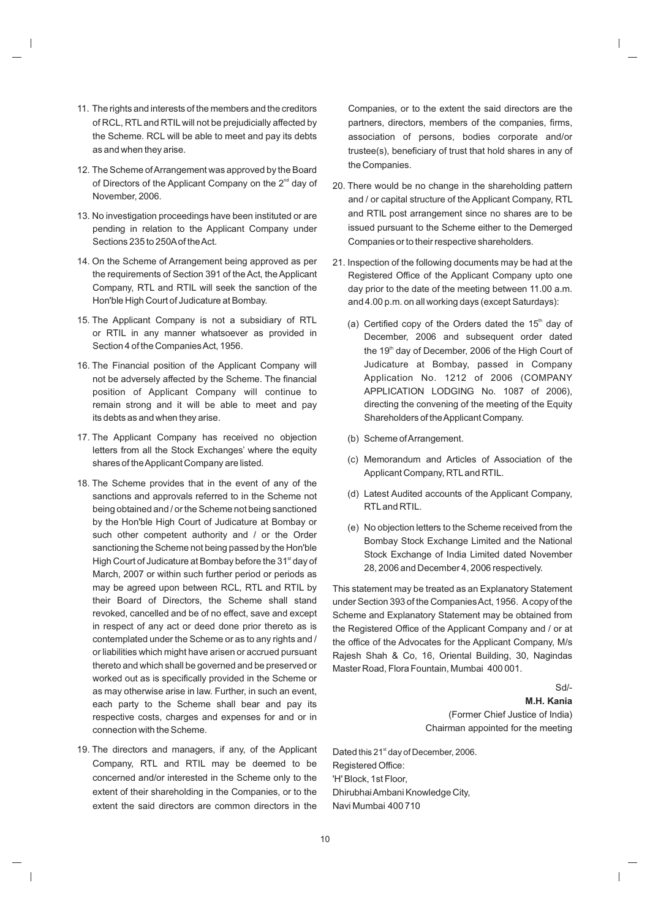11. The rights and interests of the members and the creditors of RCL, RTL and RTIL will not be prejudicially affected by the Scheme. RCL will be able to meet and pay its debts as and when they arise.

12. The Scheme of Arrangement was approved by the Board of Directors of the Applicant Company on the 2nd day of November, 2006.

13. No investigation proceedings have been instituted or are pending in relation to the Applicant Company under Sections 235 to 250A of the Act.

14. On the Scheme of Arrangement being approved as per the requirements of Section 391 of the Act, the Applicant Company, RTL and RTIL will seek the sanction of the Hon'ble High Court of Judicature at Bombay.

15. The Applicant Company is not a subsidiary of RTL or RTIL in any manner whatsoever as provided in Section 4 of the Companies Act, 1956.

16. The Financial position of the Applicant Company will not be adversely affected by the Scheme. The financial position of Applicant Company will continue to remain strong and it will be able to meet and pay its debts as and when they arise.

17. The Applicant Company has received no objection letters from all the Stock Exchanges' where the equity shares of the Applicant Company are listed.

18. The Scheme provides that in the event of any of the sanctions and approvals referred to in the Scheme not being obtained and / or the Scheme not being sanctioned by the Hon'ble High Court of Judicature at Bombay or such other competent authority and / or the Order sanctioning the Scheme not being passed by the Hon'ble High Court of Judicature at Bombay before the 31st day of March, 2007 or within such further period or periods as may be agreed upon between RCL, RTL and RTIL by their Board of Directors, the Scheme shall stand revoked, cancelled and be of no effect, save and except in respect of any act or deed done prior thereto as is contemplated under the Scheme or as to any rights and / or liabilities which might have arisen or accrued pursuant thereto and which shall be governed and be preserved or worked out as is specifically provided in the Scheme or as may otherwise arise in law. Further, in such an event, each party to the Scheme shall bear and pay its respective costs, charges and expenses for and or in connection with the Scheme.

19. The directors and managers, if any, of the Applicant Company, RTL and RTIL may be deemed to be concerned and/or interested in the Scheme only to the extent of their shareholding in the Companies, or to the extent the said directors are common directors in the Companies, or to the extent the said directors are the partners, directors, members of the companies, firms, association of persons, bodies corporate and/or trustee(s), beneficiary of trust that hold shares in any of the Companies.

20. There would be no change in the shareholding pattern and / or capital structure of the Applicant Company, RTL and RTIL post arrangement since no shares are to be issued pursuant to the Scheme either to the Demerged Companies or to their respective shareholders.

21. Inspection of the following documents may be had at the Registered Office of the Applicant Company upto one day prior to the date of the meeting between 11.00 a.m. and 4.00 p.m. on all working days (except Saturdays):

    (a) Certified copy of the Orders dated the 15th day of December, 2006 and subsequent order dated the 19th day of December, 2006 of the High Court of Judicature at Bombay, passed in Company Application No. 1212 of 2006 (COMPANY APPLICATION LODGING No. 1087 of 2006), directing the convening of the meeting of the Equity Shareholders of the Applicant Company.

    (b) Scheme of Arrangement.

    (c) Memorandum and Articles of Association of the Applicant Company, RTL and RTIL.

    (d) Latest Audited accounts of the Applicant Company, RTL and RTIL.

    (e) No objection letters to the Scheme received from the Bombay Stock Exchange Limited and the National Stock Exchange of India Limited dated November 28, 2006 and December 4, 2006 respectively.

This statement may be treated as an Explanatory Statement under Section 393 of the Companies Act, 1956. A copy of the Scheme and Explanatory Statement may be obtained from the Registered Office of the Applicant Company and / or at the office of the Advocates for the Applicant Company, M/s Rajesh Shah & Co, 16, Oriental Building, 30, Nagindas Master Road, Flora Fountain, Mumbai 400 001.

Sd/-

**M.H. Kania**

(Former Chief Justice of India)

Chairman appointed for the meeting

Dated this 21st day of December, 2006.

Registered Office:

'H' Block, 1st Floor,

Dhirubhai Ambani Knowledge City,

Navi Mumbai 400 710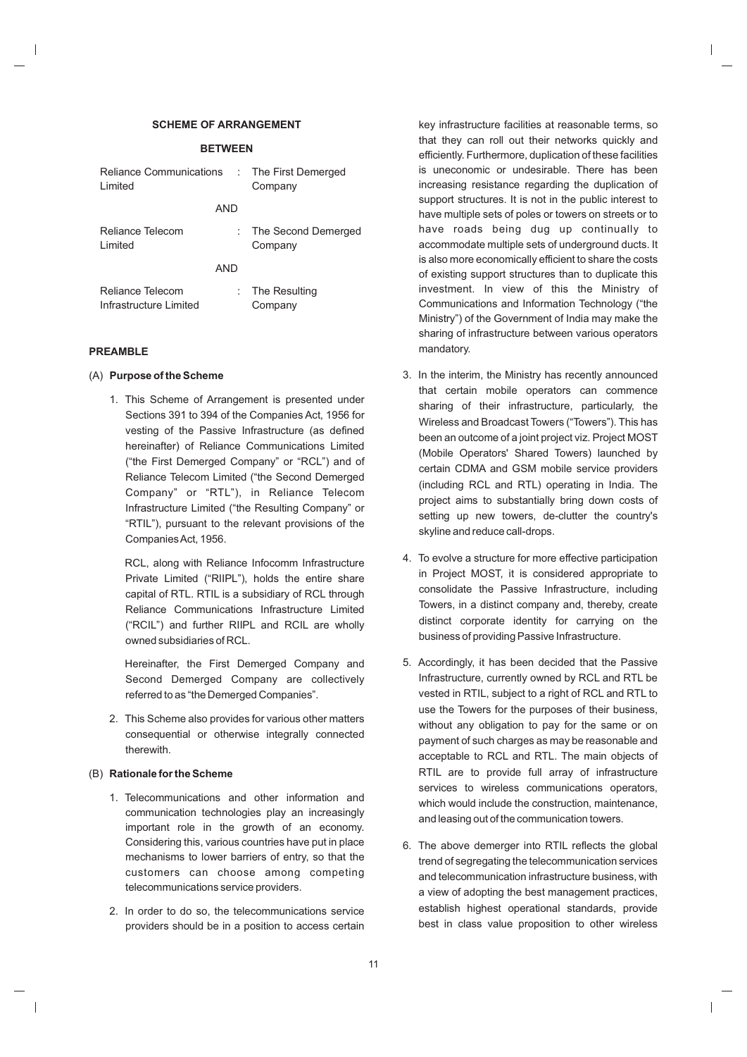**SCHEME OF ARRANGEMENT**

**BETWEEN**

| | | |
|---|---|---|
| Reliance Communications Limited | : | The First Demerged Company |
| | AND | |
| Reliance Telecom Limited | : | The Second Demerged Company |
| | AND | |
| Reliance Telecom Infrastructure Limited | : | The Resulting Company |

**PREAMBLE**

(A) **Purpose of the Scheme**

1. This Scheme of Arrangement is presented under Sections 391 to 394 of the Companies Act, 1956 for vesting of the Passive Infrastructure (as defined hereinafter) of Reliance Communications Limited ("the First Demerged Company" or "RCL") and of Reliance Telecom Limited ("the Second Demerged Company" or "RTL"), in Reliance Telecom Infrastructure Limited ("the Resulting Company" or "RTIL"), pursuant to the relevant provisions of the Companies Act, 1956.

   RCL, along with Reliance Infocomm Infrastructure Private Limited ("RIIPL"), holds the entire share capital of RTL. RTIL is a subsidiary of RCL through Reliance Communications Infrastructure Limited ("RCIL") and further RIIPL and RCIL are wholly owned subsidiaries of RCL.

   Hereinafter, the First Demerged Company and Second Demerged Company are collectively referred to as "the Demerged Companies".

2. This Scheme also provides for various other matters consequential or otherwise integrally connected therewith.

(B) **Rationale for the Scheme**

1. Telecommunications and other information and communication technologies play an increasingly important role in the growth of an economy. Considering this, various countries have put in place mechanisms to lower barriers of entry, so that the customers can choose among competing telecommunications service providers.

2. In order to do so, the telecommunications service providers should be in a position to access certain key infrastructure facilities at reasonable terms, so that they can roll out their networks quickly and efficiently. Furthermore, duplication of these facilities is uneconomic or undesirable. There has been increasing resistance regarding the duplication of support structures. It is not in the public interest to have multiple sets of poles or towers on streets or to have roads being dug up continually to accommodate multiple sets of underground ducts. It is also more economically efficient to share the costs of existing support structures than to duplicate this investment. In view of this the Ministry of Communications and Information Technology ("the Ministry") of the Government of India may make the sharing of infrastructure between various operators mandatory.

3. In the interim, the Ministry has recently announced that certain mobile operators can commence sharing of their infrastructure, particularly, the Wireless and Broadcast Towers ("Towers"). This has been an outcome of a joint project viz. Project MOST (Mobile Operators' Shared Towers) launched by certain CDMA and GSM mobile service providers (including RCL and RTL) operating in India. The project aims to substantially bring down costs of setting up new towers, de-clutter the country's skyline and reduce call-drops.

4. To evolve a structure for more effective participation in Project MOST, it is considered appropriate to consolidate the Passive Infrastructure, including Towers, in a distinct company and, thereby, create distinct corporate identity for carrying on the business of providing Passive Infrastructure.

5. Accordingly, it has been decided that the Passive Infrastructure, currently owned by RCL and RTL be vested in RTIL, subject to a right of RCL and RTL to use the Towers for the purposes of their business, without any obligation to pay for the same or on payment of such charges as may be reasonable and acceptable to RCL and RTL. The main objects of RTIL are to provide full array of infrastructure services to wireless communications operators, which would include the construction, maintenance, and leasing out of the communication towers.

6. The above demerger into RTIL reflects the global trend of segregating the telecommunication services and telecommunication infrastructure business, with a view of adopting the best management practices, establish highest operational standards, provide best in class value proposition to other wireless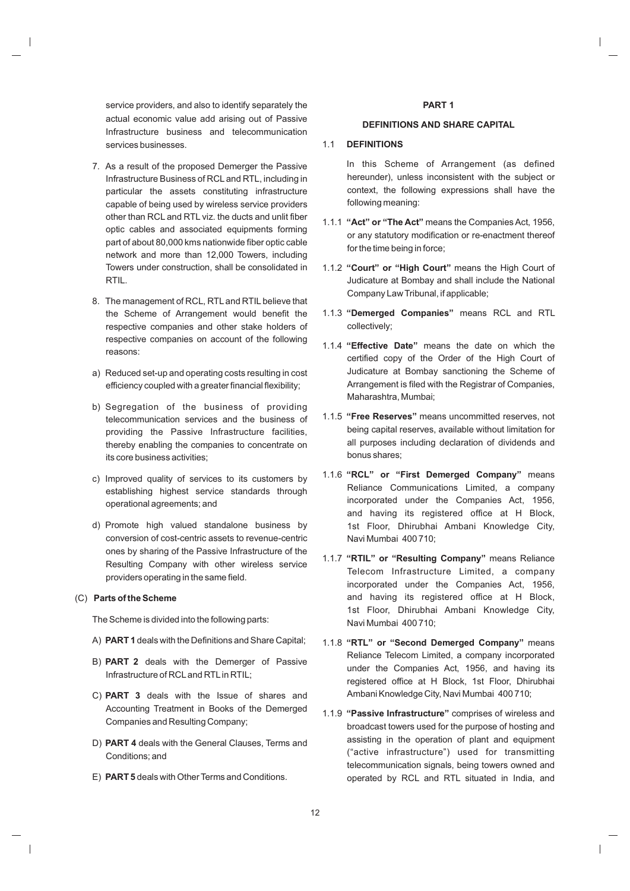service providers, and also to identify separately the actual economic value add arising out of Passive Infrastructure business and telecommunication services businesses.

7. As a result of the proposed Demerger the Passive Infrastructure Business of RCL and RTL, including in particular the assets constituting infrastructure capable of being used by wireless service providers other than RCL and RTL viz. the ducts and unlit fiber optic cables and associated equipments forming part of about 80,000 kms nationwide fiber optic cable network and more than 12,000 Towers, including Towers under construction, shall be consolidated in RTIL.

8. The management of RCL, RTL and RTIL believe that the Scheme of Arrangement would benefit the respective companies and other stake holders of respective companies on account of the following reasons:

a) Reduced set-up and operating costs resulting in cost efficiency coupled with a greater financial flexibility;

b) Segregation of the business of providing telecommunication services and the business of providing the Passive Infrastructure facilities, thereby enabling the companies to concentrate on its core business activities;

c) Improved quality of services to its customers by establishing highest service standards through operational agreements; and

d) Promote high valued standalone business by conversion of cost-centric assets to revenue-centric ones by sharing of the Passive Infrastructure of the Resulting Company with other wireless service providers operating in the same field.

(C) **Parts of the Scheme**

The Scheme is divided into the following parts:

A) **PART 1** deals with the Definitions and Share Capital;

B) **PART 2** deals with the Demerger of Passive Infrastructure of RCL and RTL in RTIL;

C) **PART 3** deals with the Issue of shares and Accounting Treatment in Books of the Demerged Companies and Resulting Company;

D) **PART 4** deals with the General Clauses, Terms and Conditions; and

E) **PART 5** deals with Other Terms and Conditions.

## PART 1

### DEFINITIONS AND SHARE CAPITAL

1.1 **DEFINITIONS**

In this Scheme of Arrangement (as defined hereunder), unless inconsistent with the subject or context, the following expressions shall have the following meaning:

1.1.1 **"Act" or "The Act"** means the Companies Act, 1956, or any statutory modification or re-enactment thereof for the time being in force;

1.1.2 **"Court" or "High Court"** means the High Court of Judicature at Bombay and shall include the National Company Law Tribunal, if applicable;

1.1.3 **"Demerged Companies"** means RCL and RTL collectively;

1.1.4 **"Effective Date"** means the date on which the certified copy of the Order of the High Court of Judicature at Bombay sanctioning the Scheme of Arrangement is filed with the Registrar of Companies, Maharashtra, Mumbai;

1.1.5 **"Free Reserves"** means uncommitted reserves, not being capital reserves, available without limitation for all purposes including declaration of dividends and bonus shares;

1.1.6 **"RCL" or "First Demerged Company"** means Reliance Communications Limited, a company incorporated under the Companies Act, 1956, and having its registered office at H Block, 1st Floor, Dhirubhai Ambani Knowledge City, Navi Mumbai 400 710;

1.1.7 **"RTIL" or "Resulting Company"** means Reliance Telecom Infrastructure Limited, a company incorporated under the Companies Act, 1956, and having its registered office at H Block, 1st Floor, Dhirubhai Ambani Knowledge City, Navi Mumbai 400 710;

1.1.8 **"RTL" or "Second Demerged Company"** means Reliance Telecom Limited, a company incorporated under the Companies Act, 1956, and having its registered office at H Block, 1st Floor, Dhirubhai Ambani Knowledge City, Navi Mumbai 400 710;

1.1.9 **"Passive Infrastructure"** comprises of wireless and broadcast towers used for the purpose of hosting and assisting in the operation of plant and equipment ("active infrastructure") used for transmitting telecommunication signals, being towers owned and operated by RCL and RTL situated in India, and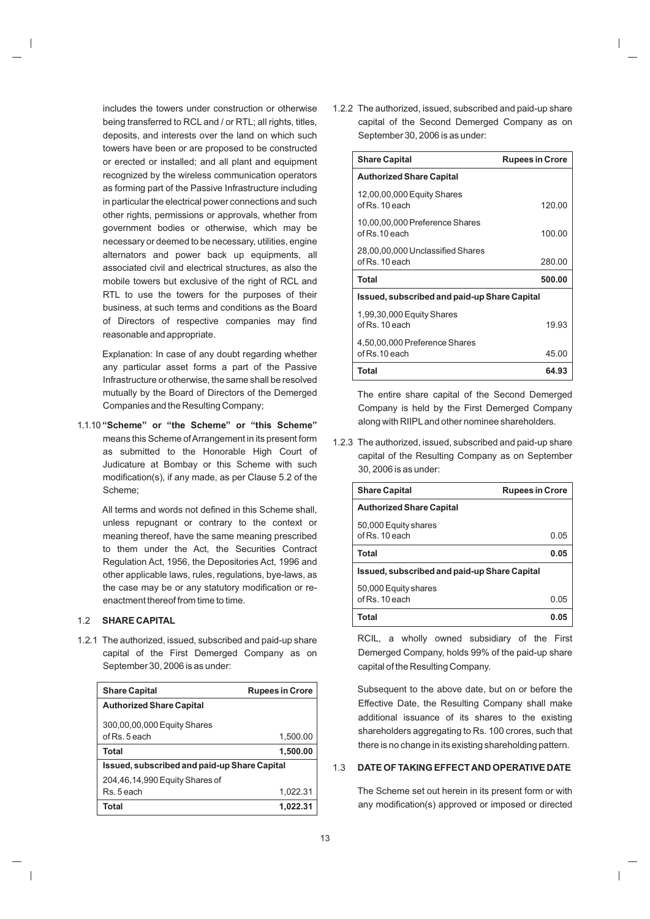includes the towers under construction or otherwise being transferred to RCL and / or RTL; all rights, titles, deposits, and interests over the land on which such towers have been or are proposed to be constructed or erected or installed; and all plant and equipment recognized by the wireless communication operators as forming part of the Passive Infrastructure including in particular the electrical power connections and such other rights, permissions or approvals, whether from government bodies or otherwise, which may be necessary or deemed to be necessary, utilities, engine alternators and power back up equipments, all associated civil and electrical structures, as also the mobile towers but exclusive of the right of RCL and RTL to use the towers for the purposes of their business, at such terms and conditions as the Board of Directors of respective companies may find reasonable and appropriate.

Explanation: In case of any doubt regarding whether any particular asset forms a part of the Passive Infrastructure or otherwise, the same shall be resolved mutually by the Board of Directors of the Demerged Companies and the Resulting Company;

1.1.10 **"Scheme" or "the Scheme" or "this Scheme"** means this Scheme of Arrangement in its present form as submitted to the Honorable High Court of Judicature at Bombay or this Scheme with such modification(s), if any made, as per Clause 5.2 of the Scheme;

All terms and words not defined in this Scheme shall, unless repugnant or contrary to the context or meaning thereof, have the same meaning prescribed to them under the Act, the Securities Contract Regulation Act, 1956, the Depositories Act, 1996 and other applicable laws, rules, regulations, bye-laws, as the case may be or any statutory modification or re-enactment thereof from time to time.

## 1.2 SHARE CAPITAL

1.2.1 The authorized, issued, subscribed and paid-up share capital of the First Demerged Company as on September 30, 2006 is as under:

| Share Capital | Rupees in Crore |
|---|---|
| **Authorized Share Capital** | |
| 300,00,00,000 Equity Shares of Rs. 5 each | 1,500.00 |
| **Total** | **1,500.00** |
| **Issued, subscribed and paid-up Share Capital** | |
| 204,46,14,990 Equity Shares of Rs. 5 each | 1,022.31 |
| **Total** | **1,022.31** |

1.2.2 The authorized, issued, subscribed and paid-up share capital of the Second Demerged Company as on September 30, 2006 is as under:

| Share Capital | Rupees in Crore |
|---|---|
| **Authorized Share Capital** | |
| 12,00,00,000 Equity Shares of Rs. 10 each | 120.00 |
| 10,00,00,000 Preference Shares of Rs.10 each | 100.00 |
| 28,00,00,000 Unclassified Shares of Rs. 10 each | 280.00 |
| **Total** | **500.00** |
| **Issued, subscribed and paid-up Share Capital** | |
| 1,99,30,000 Equity Shares of Rs. 10 each | 19.93 |
| 4,50,00,000 Preference Shares of Rs.10 each | 45.00 |
| **Total** | **64.93** |

The entire share capital of the Second Demerged Company is held by the First Demerged Company along with RIIPL and other nominee shareholders.

1.2.3 The authorized, issued, subscribed and paid-up share capital of the Resulting Company as on September 30, 2006 is as under:

| Share Capital | Rupees in Crore |
|---|---|
| **Authorized Share Capital** | |
| 50,000 Equity shares of Rs. 10 each | 0.05 |
| **Total** | **0.05** |
| **Issued, subscribed and paid-up Share Capital** | |
| 50,000 Equity shares of Rs. 10 each | 0.05 |
| **Total** | **0.05** |

RCIL, a wholly owned subsidiary of the First Demerged Company, holds 99% of the paid-up share capital of the Resulting Company.

Subsequent to the above date, but on or before the Effective Date, the Resulting Company shall make additional issuance of its shares to the existing shareholders aggregating to Rs. 100 crores, such that there is no change in its existing shareholding pattern.

## 1.3 DATE OF TAKING EFFECT AND OPERATIVE DATE

The Scheme set out herein in its present form or with any modification(s) approved or imposed or directed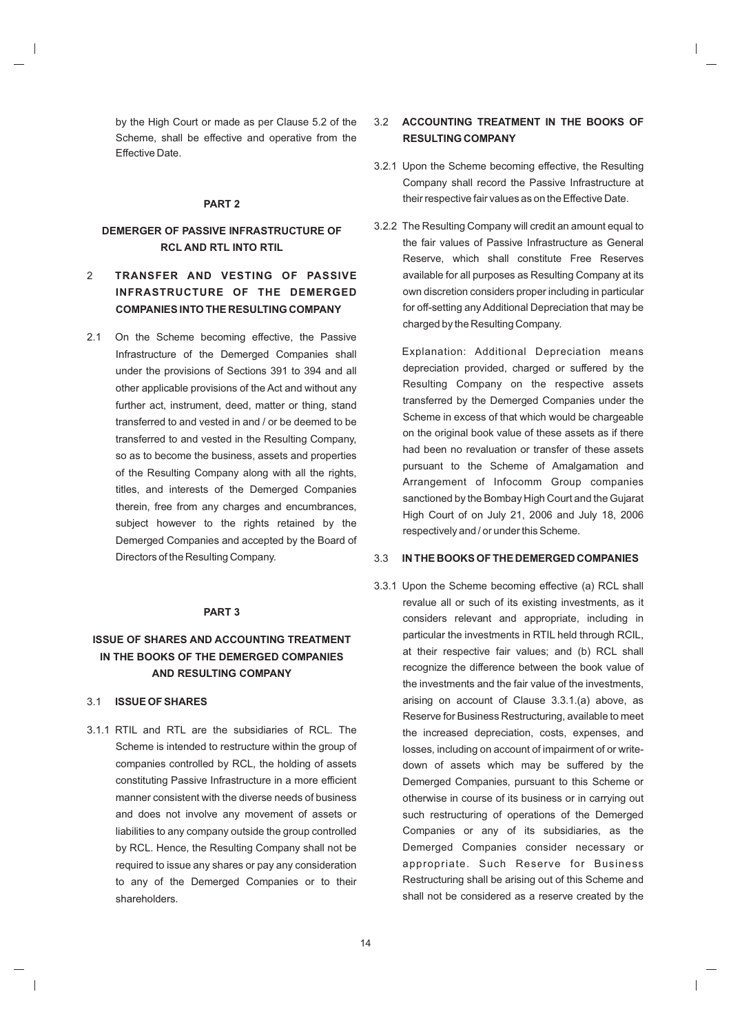by the High Court or made as per Clause 5.2 of the Scheme, shall be effective and operative from the Effective Date.

## PART 2

## DEMERGER OF PASSIVE INFRASTRUCTURE OF RCL AND RTL INTO RTIL

### 2 TRANSFER AND VESTING OF PASSIVE INFRASTRUCTURE OF THE DEMERGED COMPANIES INTO THE RESULTING COMPANY

2.1 On the Scheme becoming effective, the Passive Infrastructure of the Demerged Companies shall under the provisions of Sections 391 to 394 and all other applicable provisions of the Act and without any further act, instrument, deed, matter or thing, stand transferred to and vested in and / or be deemed to be transferred to and vested in the Resulting Company, so as to become the business, assets and properties of the Resulting Company along with all the rights, titles, and interests of the Demerged Companies therein, free from any charges and encumbrances, subject however to the rights retained by the Demerged Companies and accepted by the Board of Directors of the Resulting Company.

## PART 3

## ISSUE OF SHARES AND ACCOUNTING TREATMENT IN THE BOOKS OF THE DEMERGED COMPANIES AND RESULTING COMPANY

### 3.1 ISSUE OF SHARES

3.1.1 RTIL and RTL are the subsidiaries of RCL. The Scheme is intended to restructure within the group of companies controlled by RCL, the holding of assets constituting Passive Infrastructure in a more efficient manner consistent with the diverse needs of business and does not involve any movement of assets or liabilities to any company outside the group controlled by RCL. Hence, the Resulting Company shall not be required to issue any shares or pay any consideration to any of the Demerged Companies or to their shareholders.

### 3.2 ACCOUNTING TREATMENT IN THE BOOKS OF RESULTING COMPANY

3.2.1 Upon the Scheme becoming effective, the Resulting Company shall record the Passive Infrastructure at their respective fair values as on the Effective Date.

3.2.2 The Resulting Company will credit an amount equal to the fair values of Passive Infrastructure as General Reserve, which shall constitute Free Reserves available for all purposes as Resulting Company at its own discretion considers proper including in particular for off-setting any Additional Depreciation that may be charged by the Resulting Company.

Explanation: Additional Depreciation means depreciation provided, charged or suffered by the Resulting Company on the respective assets transferred by the Demerged Companies under the Scheme in excess of that which would be chargeable on the original book value of these assets as if there had been no revaluation or transfer of these assets pursuant to the Scheme of Amalgamation and Arrangement of Infocomm Group companies sanctioned by the Bombay High Court and the Gujarat High Court of on July 21, 2006 and July 18, 2006 respectively and / or under this Scheme.

### 3.3 IN THE BOOKS OF THE DEMERGED COMPANIES

3.3.1 Upon the Scheme becoming effective (a) RCL shall revalue all or such of its existing investments, as it considers relevant and appropriate, including in particular the investments in RTIL held through RCIL, at their respective fair values; and (b) RCL shall recognize the difference between the book value of the investments and the fair value of the investments, arising on account of Clause 3.3.1.(a) above, as Reserve for Business Restructuring, available to meet the increased depreciation, costs, expenses, and losses, including on account of impairment of or write-down of assets which may be suffered by the Demerged Companies, pursuant to this Scheme or otherwise in course of its business or in carrying out such restructuring of operations of the Demerged Companies or any of its subsidiaries, as the Demerged Companies consider necessary or appropriate. Such Reserve for Business Restructuring shall be arising out of this Scheme and shall not be considered as a reserve created by the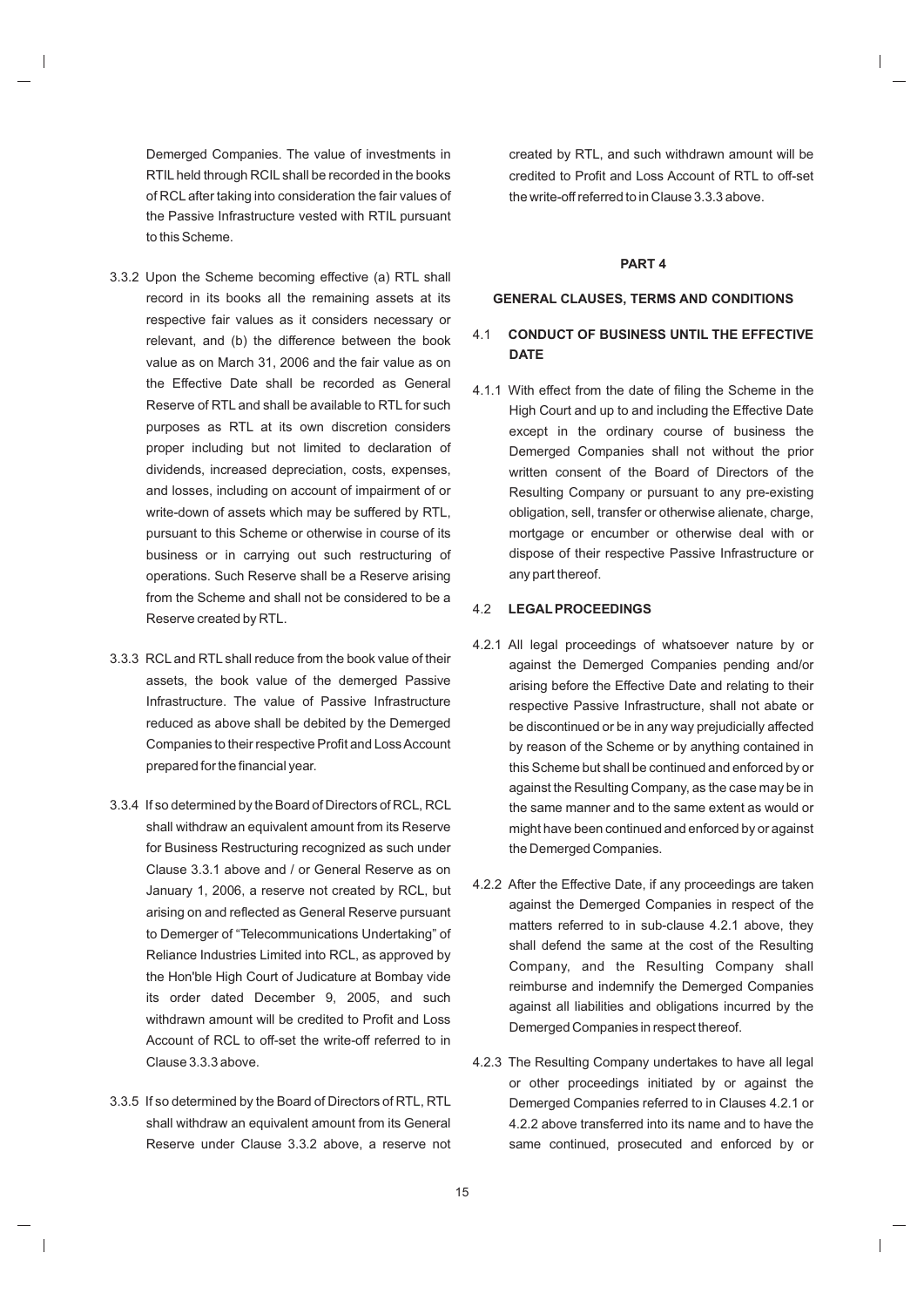Demerged Companies. The value of investments in RTIL held through RCIL shall be recorded in the books of RCL after taking into consideration the fair values of the Passive Infrastructure vested with RTIL pursuant to this Scheme.

3.3.2 Upon the Scheme becoming effective (a) RTL shall record in its books all the remaining assets at its respective fair values as it considers necessary or relevant, and (b) the difference between the book value as on March 31, 2006 and the fair value as on the Effective Date shall be recorded as General Reserve of RTL and shall be available to RTL for such purposes as RTL at its own discretion considers proper including but not limited to declaration of dividends, increased depreciation, costs, expenses, and losses, including on account of impairment of or write-down of assets which may be suffered by RTL, pursuant to this Scheme or otherwise in course of its business or in carrying out such restructuring of operations. Such Reserve shall be a Reserve arising from the Scheme and shall not be considered to be a Reserve created by RTL.

3.3.3 RCL and RTL shall reduce from the book value of their assets, the book value of the demerged Passive Infrastructure. The value of Passive Infrastructure reduced as above shall be debited by the Demerged Companies to their respective Profit and Loss Account prepared for the financial year.

3.3.4 If so determined by the Board of Directors of RCL, RCL shall withdraw an equivalent amount from its Reserve for Business Restructuring recognized as such under Clause 3.3.1 above and / or General Reserve as on January 1, 2006, a reserve not created by RCL, but arising on and reflected as General Reserve pursuant to Demerger of "Telecommunications Undertaking" of Reliance Industries Limited into RCL, as approved by the Hon'ble High Court of Judicature at Bombay vide its order dated December 9, 2005, and such withdrawn amount will be credited to Profit and Loss Account of RCL to off-set the write-off referred to in Clause 3.3.3 above.

3.3.5 If so determined by the Board of Directors of RTL, RTL shall withdraw an equivalent amount from its General Reserve under Clause 3.3.2 above, a reserve not created by RTL, and such withdrawn amount will be credited to Profit and Loss Account of RTL to off-set the write-off referred to in Clause 3.3.3 above.

## PART 4

## GENERAL CLAUSES, TERMS AND CONDITIONS

### 4.1 CONDUCT OF BUSINESS UNTIL THE EFFECTIVE DATE

4.1.1 With effect from the date of filing the Scheme in the High Court and up to and including the Effective Date except in the ordinary course of business the Demerged Companies shall not without the prior written consent of the Board of Directors of the Resulting Company or pursuant to any pre-existing obligation, sell, transfer or otherwise alienate, charge, mortgage or encumber or otherwise deal with or dispose of their respective Passive Infrastructure or any part thereof.

### 4.2 LEGAL PROCEEDINGS

4.2.1 All legal proceedings of whatsoever nature by or against the Demerged Companies pending and/or arising before the Effective Date and relating to their respective Passive Infrastructure, shall not abate or be discontinued or be in any way prejudicially affected by reason of the Scheme or by anything contained in this Scheme but shall be continued and enforced by or against the Resulting Company, as the case may be in the same manner and to the same extent as would or might have been continued and enforced by or against the Demerged Companies.

4.2.2 After the Effective Date, if any proceedings are taken against the Demerged Companies in respect of the matters referred to in sub-clause 4.2.1 above, they shall defend the same at the cost of the Resulting Company, and the Resulting Company shall reimburse and indemnify the Demerged Companies against all liabilities and obligations incurred by the Demerged Companies in respect thereof.

4.2.3 The Resulting Company undertakes to have all legal or other proceedings initiated by or against the Demerged Companies referred to in Clauses 4.2.1 or 4.2.2 above transferred into its name and to have the same continued, prosecuted and enforced by or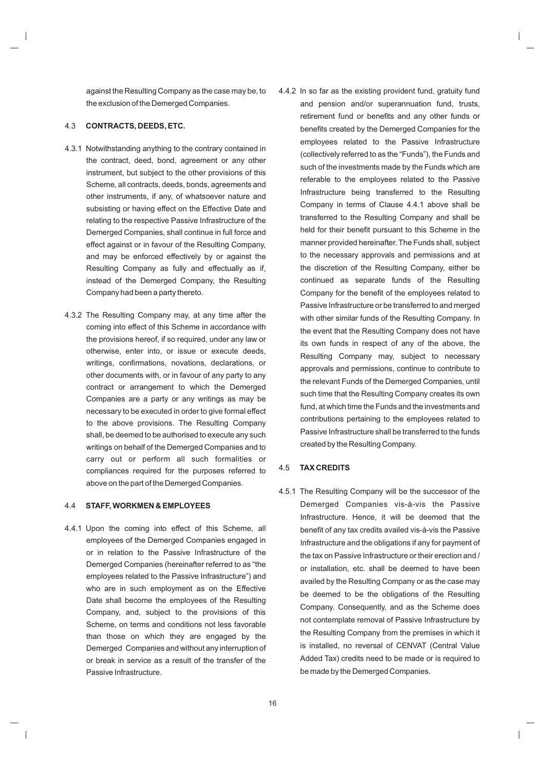against the Resulting Company as the case may be, to the exclusion of the Demerged Companies.

### 4.3 CONTRACTS, DEEDS, ETC.

4.3.1 Notwithstanding anything to the contrary contained in the contract, deed, bond, agreement or any other instrument, but subject to the other provisions of this Scheme, all contracts, deeds, bonds, agreements and other instruments, if any, of whatsoever nature and subsisting or having effect on the Effective Date and relating to the respective Passive Infrastructure of the Demerged Companies, shall continue in full force and effect against or in favour of the Resulting Company, and may be enforced effectively by or against the Resulting Company as fully and effectually as if, instead of the Demerged Company, the Resulting Company had been a party thereto.

4.3.2 The Resulting Company may, at any time after the coming into effect of this Scheme in accordance with the provisions hereof, if so required, under any law or otherwise, enter into, or issue or execute deeds, writings, confirmations, novations, declarations, or other documents with, or in favour of any party to any contract or arrangement to which the Demerged Companies are a party or any writings as may be necessary to be executed in order to give formal effect to the above provisions. The Resulting Company shall, be deemed to be authorised to execute any such writings on behalf of the Demerged Companies and to carry out or perform all such formalities or compliances required for the purposes referred to above on the part of the Demerged Companies.

### 4.4 STAFF, WORKMEN & EMPLOYEES

4.4.1 Upon the coming into effect of this Scheme, all employees of the Demerged Companies engaged in or in relation to the Passive Infrastructure of the Demerged Companies (hereinafter referred to as "the employees related to the Passive Infrastructure") and who are in such employment as on the Effective Date shall become the employees of the Resulting Company, and, subject to the provisions of this Scheme, on terms and conditions not less favorable than those on which they are engaged by the Demerged Companies and without any interruption of or break in service as a result of the transfer of the Passive Infrastructure.

4.4.2 In so far as the existing provident fund, gratuity fund and pension and/or superannuation fund, trusts, retirement fund or benefits and any other funds or benefits created by the Demerged Companies for the employees related to the Passive Infrastructure (collectively referred to as the "Funds"), the Funds and such of the investments made by the Funds which are referable to the employees related to the Passive Infrastructure being transferred to the Resulting Company in terms of Clause 4.4.1 above shall be transferred to the Resulting Company and shall be held for their benefit pursuant to this Scheme in the manner provided hereinafter. The Funds shall, subject to the necessary approvals and permissions and at the discretion of the Resulting Company, either be continued as separate funds of the Resulting Company for the benefit of the employees related to Passive Infrastructure or be transferred to and merged with other similar funds of the Resulting Company. In the event that the Resulting Company does not have its own funds in respect of any of the above, the Resulting Company may, subject to necessary approvals and permissions, continue to contribute to the relevant Funds of the Demerged Companies, until such time that the Resulting Company creates its own fund, at which time the Funds and the investments and contributions pertaining to the employees related to Passive Infrastructure shall be transferred to the funds created by the Resulting Company.

### 4.5 TAX CREDITS

4.5.1 The Resulting Company will be the successor of the Demerged Companies vis-à-vis the Passive Infrastructure. Hence, it will be deemed that the benefit of any tax credits availed vis-à-vis the Passive Infrastructure and the obligations if any for payment of the tax on Passive Infrastructure or their erection and / or installation, etc. shall be deemed to have been availed by the Resulting Company or as the case may be deemed to be the obligations of the Resulting Company. Consequently, and as the Scheme does not contemplate removal of Passive Infrastructure by the Resulting Company from the premises in which it is installed, no reversal of CENVAT (Central Value Added Tax) credits need to be made or is required to be made by the Demerged Companies.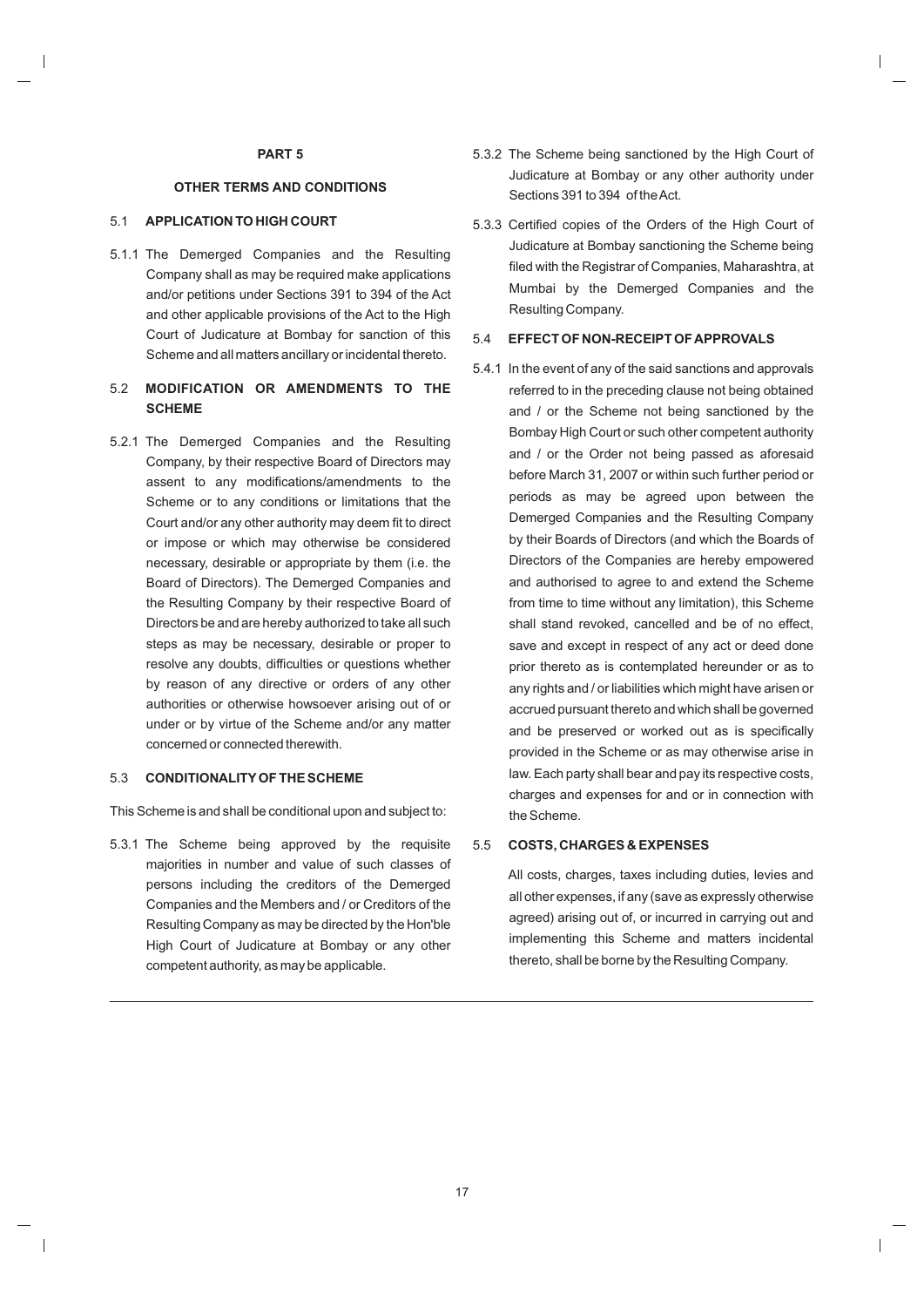## PART 5

## OTHER TERMS AND CONDITIONS

### 5.1 APPLICATION TO HIGH COURT

5.1.1 The Demerged Companies and the Resulting Company shall as may be required make applications and/or petitions under Sections 391 to 394 of the Act and other applicable provisions of the Act to the High Court of Judicature at Bombay for sanction of this Scheme and all matters ancillary or incidental thereto.

### 5.2 MODIFICATION OR AMENDMENTS TO THE SCHEME

5.2.1 The Demerged Companies and the Resulting Company, by their respective Board of Directors may assent to any modifications/amendments to the Scheme or to any conditions or limitations that the Court and/or any other authority may deem fit to direct or impose or which may otherwise be considered necessary, desirable or appropriate by them (i.e. the Board of Directors). The Demerged Companies and the Resulting Company by their respective Board of Directors be and are hereby authorized to take all such steps as may be necessary, desirable or proper to resolve any doubts, difficulties or questions whether by reason of any directive or orders of any other authorities or otherwise howsoever arising out of or under or by virtue of the Scheme and/or any matter concerned or connected therewith.

### 5.3 CONDITIONALITY OF THE SCHEME

This Scheme is and shall be conditional upon and subject to:

5.3.1 The Scheme being approved by the requisite majorities in number and value of such classes of persons including the creditors of the Demerged Companies and the Members and / or Creditors of the Resulting Company as may be directed by the Hon'ble High Court of Judicature at Bombay or any other competent authority, as may be applicable.

5.3.2 The Scheme being sanctioned by the High Court of Judicature at Bombay or any other authority under Sections 391 to 394 of the Act.

5.3.3 Certified copies of the Orders of the High Court of Judicature at Bombay sanctioning the Scheme being filed with the Registrar of Companies, Maharashtra, at Mumbai by the Demerged Companies and the Resulting Company.

### 5.4 EFFECT OF NON-RECEIPT OF APPROVALS

5.4.1 In the event of any of the said sanctions and approvals referred to in the preceding clause not being obtained and / or the Scheme not being sanctioned by the Bombay High Court or such other competent authority and / or the Order not being passed as aforesaid before March 31, 2007 or within such further period or periods as may be agreed upon between the Demerged Companies and the Resulting Company by their Boards of Directors (and which the Boards of Directors of the Companies are hereby empowered and authorised to agree to and extend the Scheme from time to time without any limitation), this Scheme shall stand revoked, cancelled and be of no effect, save and except in respect of any act or deed done prior thereto as is contemplated hereunder or as to any rights and / or liabilities which might have arisen or accrued pursuant thereto and which shall be governed and be preserved or worked out as is specifically provided in the Scheme or as may otherwise arise in law. Each party shall bear and pay its respective costs, charges and expenses for and or in connection with the Scheme.

### 5.5 COSTS, CHARGES & EXPENSES

All costs, charges, taxes including duties, levies and all other expenses, if any (save as expressly otherwise agreed) arising out of, or incurred in carrying out and implementing this Scheme and matters incidental thereto, shall be borne by the Resulting Company.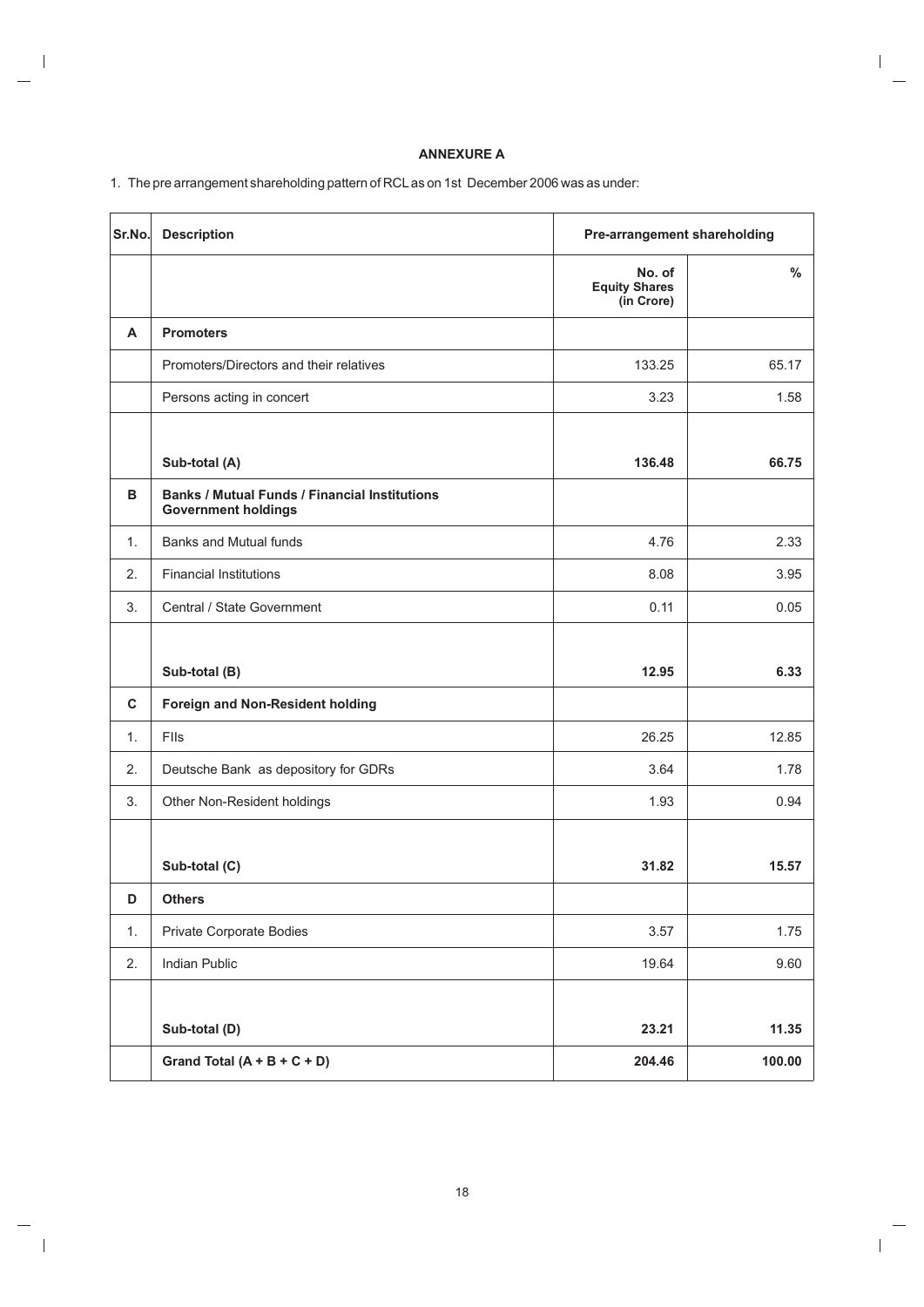## ANNEXURE A

1. The pre arrangement shareholding pattern of RCL as on 1st December 2006 was as under:

| Sr.No. | Description | Pre-arrangement shareholding | |
|---|---|---|---|
| | | No. of Equity Shares (in Crore) | % |
| A | **Promoters** | | |
| | Promoters/Directors and their relatives | 133.25 | 65.17 |
| | Persons acting in concert | 3.23 | 1.58 |
| | **Sub-total (A)** | **136.48** | **66.75** |
| B | **Banks / Mutual Funds / Financial Institutions Government holdings** | | |
| 1. | Banks and Mutual funds | 4.76 | 2.33 |
| 2. | Financial Institutions | 8.08 | 3.95 |
| 3. | Central / State Government | 0.11 | 0.05 |
| | **Sub-total (B)** | **12.95** | **6.33** |
| C | **Foreign and Non-Resident holding** | | |
| 1. | FIIs | 26.25 | 12.85 |
| 2. | Deutsche Bank as depository for GDRs | 3.64 | 1.78 |
| 3. | Other Non-Resident holdings | 1.93 | 0.94 |
| | **Sub-total (C)** | **31.82** | **15.57** |
| D | **Others** | | |
| 1. | Private Corporate Bodies | 3.57 | 1.75 |
| 2. | Indian Public | 19.64 | 9.60 |
| | **Sub-total (D)** | **23.21** | **11.35** |
| | **Grand Total (A + B + C + D)** | **204.46** | **100.00** |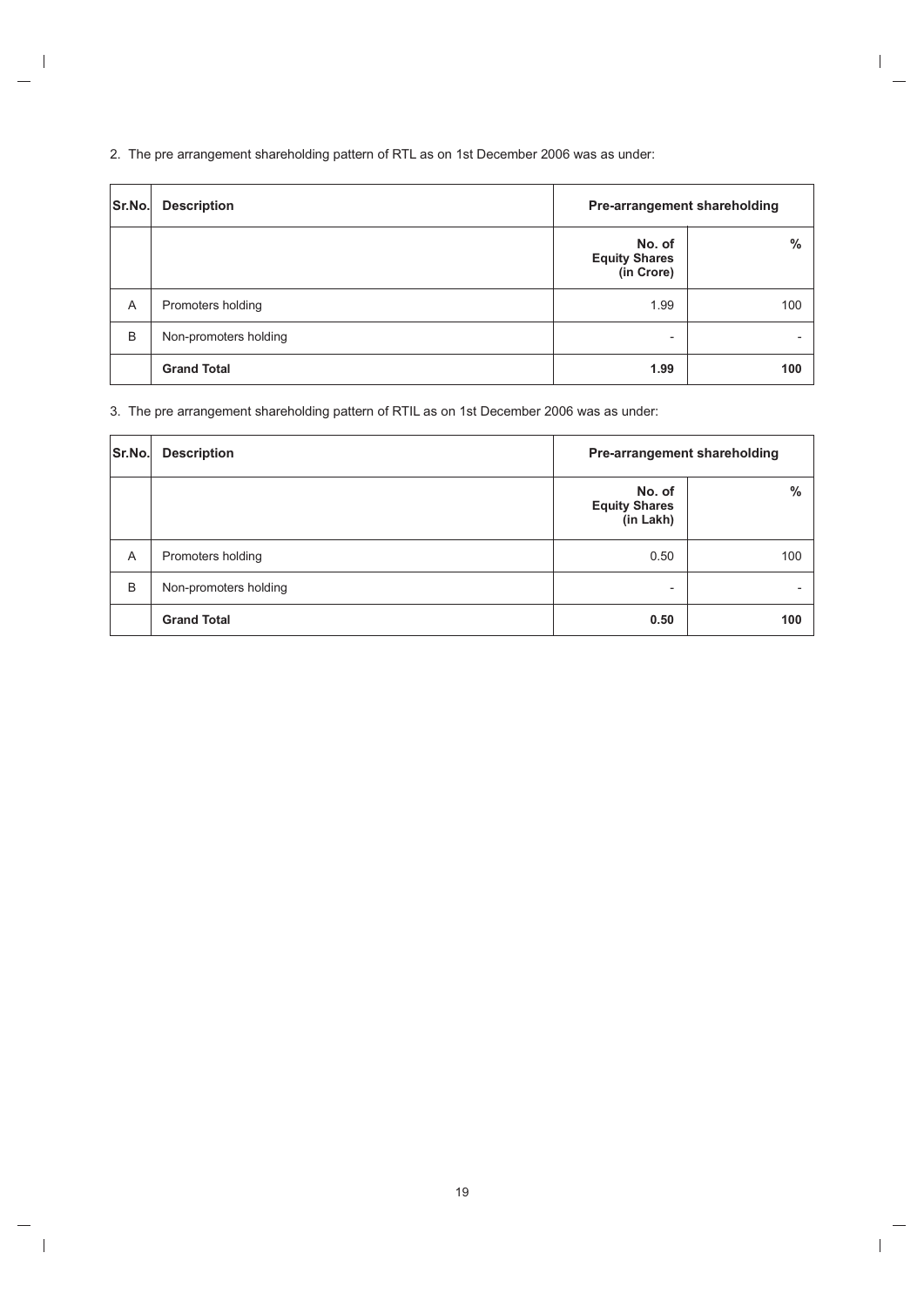2. The pre arrangement shareholding pattern of RTL as on 1st December 2006 was as under:

| Sr.No. | Description | Pre-arrangement shareholding | |
|---|---|---|---|
| | | **No. of Equity Shares (in Crore)** | **%** |
| A | Promoters holding | 1.99 | 100 |
| B | Non-promoters holding | - | - |
| | **Grand Total** | **1.99** | **100** |

3. The pre arrangement shareholding pattern of RTIL as on 1st December 2006 was as under:

| Sr.No. | Description | Pre-arrangement shareholding | |
|---|---|---|---|
| | | **No. of Equity Shares (in Lakh)** | **%** |
| A | Promoters holding | 0.50 | 100 |
| B | Non-promoters holding | - | - |
| | **Grand Total** | **0.50** | **100** |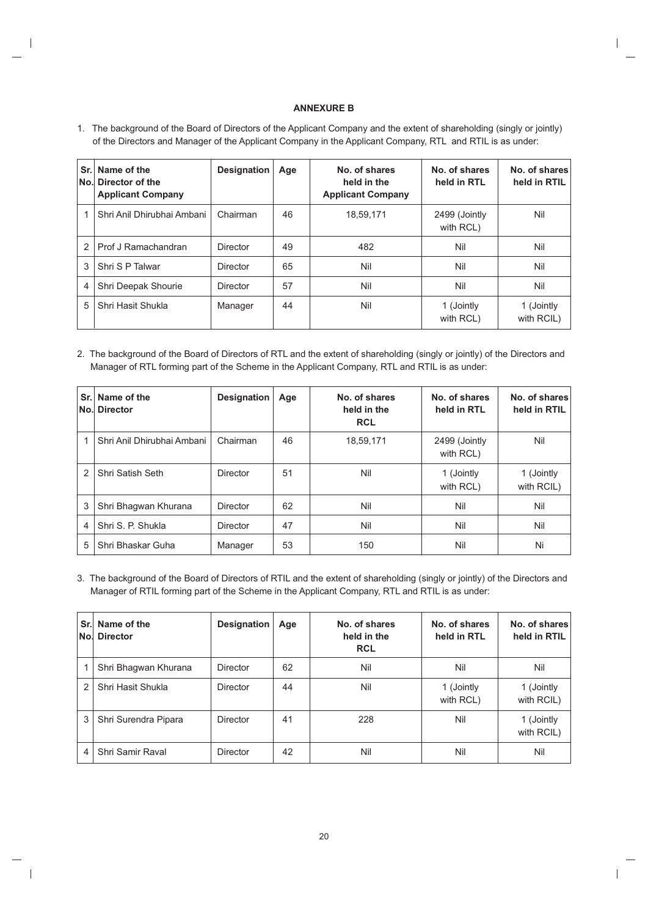## ANNEXURE B

1. The background of the Board of Directors of the Applicant Company and the extent of shareholding (singly or jointly) of the Directors and Manager of the Applicant Company in the Applicant Company, RTL and RTIL is as under:

| Sr. No. | Name of the Director of the Applicant Company | Designation | Age | No. of shares held in the Applicant Company | No. of shares held in RTL | No. of shares held in RTIL |
|---|---|---|---|---|---|---|
| 1 | Shri Anil Dhirubhai Ambani | Chairman | 46 | 18,59,171 | 2499 (Jointly with RCL) | Nil |
| 2 | Prof J Ramachandran | Director | 49 | 482 | Nil | Nil |
| 3 | Shri S P Talwar | Director | 65 | Nil | Nil | Nil |
| 4 | Shri Deepak Shourie | Director | 57 | Nil | Nil | Nil |
| 5 | Shri Hasit Shukla | Manager | 44 | Nil | 1 (Jointly with RCL) | 1 (Jointly with RCIL) |

2. The background of the Board of Directors of RTL and the extent of shareholding (singly or jointly) of the Directors and Manager of RTL forming part of the Scheme in the Applicant Company, RTL and RTIL is as under:

| Sr. No. | Name of the Director | Designation | Age | No. of shares held in the RCL | No. of shares held in RTL | No. of shares held in RTIL |
|---|---|---|---|---|---|---|
| 1 | Shri Anil Dhirubhai Ambani | Chairman | 46 | 18,59,171 | 2499 (Jointly with RCL) | Nil |
| 2 | Shri Satish Seth | Director | 51 | Nil | 1 (Jointly with RCL) | 1 (Jointly with RCIL) |
| 3 | Shri Bhagwan Khurana | Director | 62 | Nil | Nil | Nil |
| 4 | Shri S. P. Shukla | Director | 47 | Nil | Nil | Nil |
| 5 | Shri Bhaskar Guha | Manager | 53 | 150 | Nil | Ni |

3. The background of the Board of Directors of RTIL and the extent of shareholding (singly or jointly) of the Directors and Manager of RTIL forming part of the Scheme in the Applicant Company, RTL and RTIL is as under:

| Sr. No. | Name of the Director | Designation | Age | No. of shares held in the RCL | No. of shares held in RTL | No. of shares held in RTIL |
|---|---|---|---|---|---|---|
| 1 | Shri Bhagwan Khurana | Director | 62 | Nil | Nil | Nil |
| 2 | Shri Hasit Shukla | Director | 44 | Nil | 1 (Jointly with RCL) | 1 (Jointly with RCIL) |
| 3 | Shri Surendra Pipara | Director | 41 | 228 | Nil | 1 (Jointly with RCIL) |
| 4 | Shri Samir Raval | Director | 42 | Nil | Nil | Nil |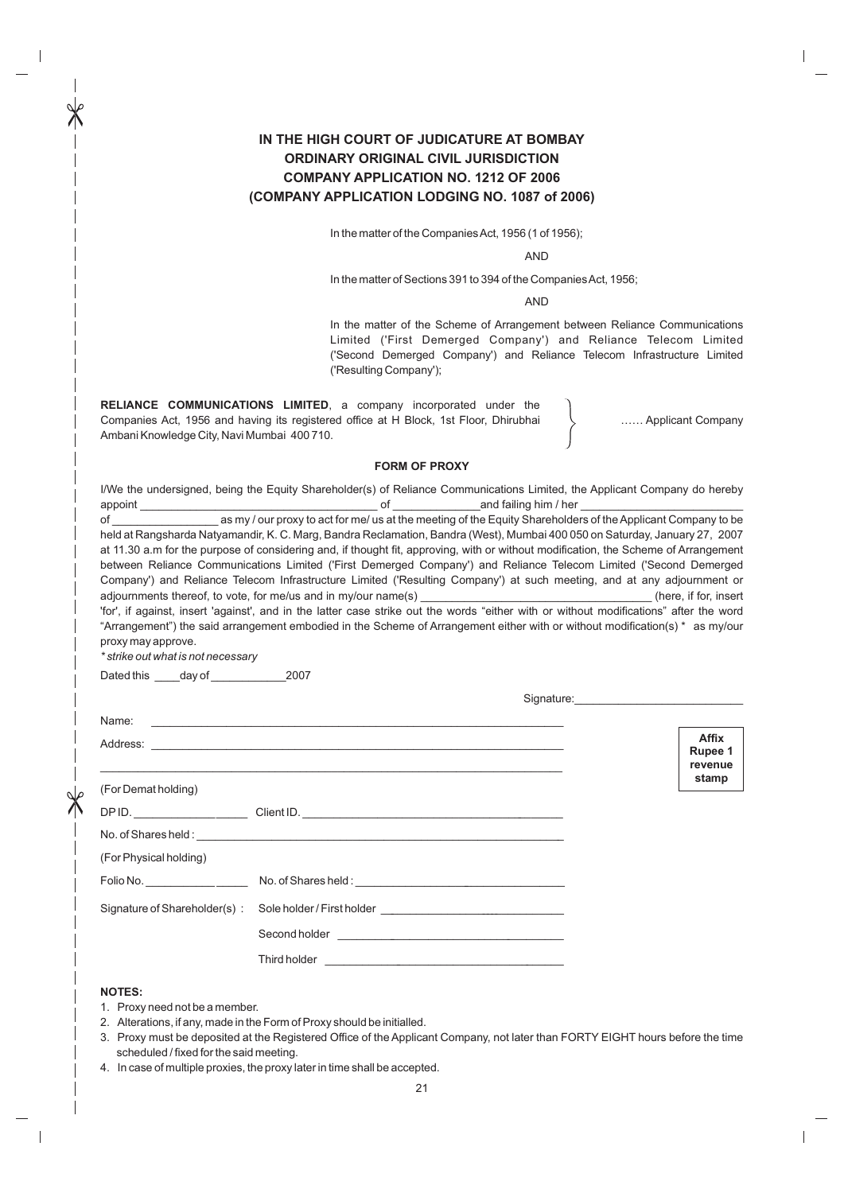# IN THE HIGH COURT OF JUDICATURE AT BOMBAY
## ORDINARY ORIGINAL CIVIL JURISDICTION
## COMPANY APPLICATION NO. 1212 OF 2006
## (COMPANY APPLICATION LODGING NO. 1087 of 2006)

In the matter of the Companies Act, 1956 (1 of 1956);

AND

In the matter of Sections 391 to 394 of the Companies Act, 1956;

AND

In the matter of the Scheme of Arrangement between Reliance Communications Limited ('First Demerged Company') and Reliance Telecom Limited ('Second Demerged Company') and Reliance Telecom Infrastructure Limited ('Resulting Company');

**RELIANCE COMMUNICATIONS LIMITED**, a company incorporated under the Companies Act, 1956 and having its registered office at H Block, 1st Floor, Dhirubhai Ambani Knowledge City, Navi Mumbai 400 710. …… Applicant Company

### FORM OF PROXY

I/We the undersigned, being the Equity Shareholder(s) of Reliance Communications Limited, the Applicant Company do hereby appoint _______________ of _______________ and failing him / her _______________ of _______________ as my / our proxy to act for me/ us at the meeting of the Equity Shareholders of the Applicant Company to be held at Rangsharda Natyamandir, K. C. Marg, Bandra Reclamation, Bandra (West), Mumbai 400 050 on Saturday, January 27, 2007 at 11.30 a.m for the purpose of considering and, if thought fit, approving, with or without modification, the Scheme of Arrangement between Reliance Communications Limited ('First Demerged Company') and Reliance Telecom Limited ('Second Demerged Company') and Reliance Telecom Infrastructure Limited ('Resulting Company') at such meeting, and at any adjournment or adjournments thereof, to vote, for me/us and in my/our name(s) _______________ (here, if for, insert 'for', if against, insert 'against', and in the latter case strike out the words "either with or without modifications" after the word "Arrangement") the said arrangement embodied in the Scheme of Arrangement either with or without modification(s) * as my/our proxy may approve.

*\* strike out what is not necessary*

Dated this ____ day of ___________ 2007

Signature: _______________

Name: _______________

Address: _______________

_______________

**Affix Rupee 1 revenue stamp**

(For Demat holding)

DP ID. _______________ Client ID. _______________

No. of Shares held : _______________

(For Physical holding)

Folio No. _______________ No. of Shares held : _______________

Signature of Shareholder(s) : Sole holder / First holder _______________

Second holder _______________

Third holder _______________

**NOTES:**

1. Proxy need not be a member.
2. Alterations, if any, made in the Form of Proxy should be initialled.
3. Proxy must be deposited at the Registered Office of the Applicant Company, not later than FORTY EIGHT hours before the time scheduled / fixed for the said meeting.
4. In case of multiple proxies, the proxy later in time shall be accepted.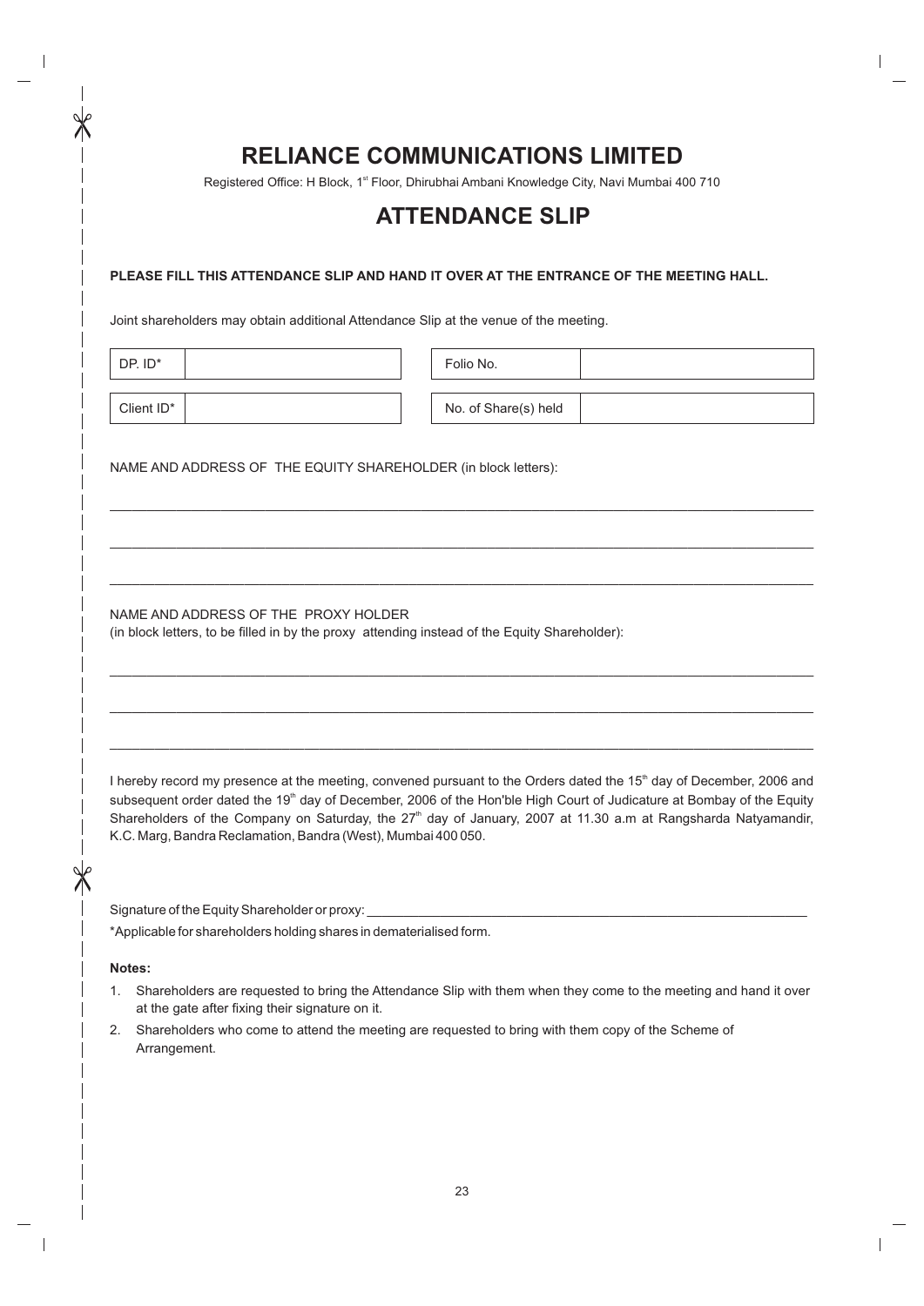# RELIANCE COMMUNICATIONS LIMITED

Registered Office: H Block, 1st Floor, Dhirubhai Ambani Knowledge City, Navi Mumbai 400 710

# ATTENDANCE SLIP

**PLEASE FILL THIS ATTENDANCE SLIP AND HAND IT OVER AT THE ENTRANCE OF THE MEETING HALL.**

Joint shareholders may obtain additional Attendance Slip at the venue of the meeting.

| DP. ID* | | Folio No. | |
|---|---|---|---|
| Client ID* | | No. of Share(s) held | |

NAME AND ADDRESS OF THE EQUITY SHAREHOLDER (in block letters):

\_\_\_\_\_\_\_\_\_\_\_\_\_\_\_\_\_\_\_\_\_\_\_\_\_\_\_\_\_\_\_\_\_\_\_\_\_\_\_\_\_\_\_\_\_\_\_\_\_\_\_\_\_\_\_\_\_\_\_\_\_\_\_\_

\_\_\_\_\_\_\_\_\_\_\_\_\_\_\_\_\_\_\_\_\_\_\_\_\_\_\_\_\_\_\_\_\_\_\_\_\_\_\_\_\_\_\_\_\_\_\_\_\_\_\_\_\_\_\_\_\_\_\_\_\_\_\_\_

\_\_\_\_\_\_\_\_\_\_\_\_\_\_\_\_\_\_\_\_\_\_\_\_\_\_\_\_\_\_\_\_\_\_\_\_\_\_\_\_\_\_\_\_\_\_\_\_\_\_\_\_\_\_\_\_\_\_\_\_\_\_\_\_

NAME AND ADDRESS OF THE PROXY HOLDER
(in block letters, to be filled in by the proxy attending instead of the Equity Shareholder):

\_\_\_\_\_\_\_\_\_\_\_\_\_\_\_\_\_\_\_\_\_\_\_\_\_\_\_\_\_\_\_\_\_\_\_\_\_\_\_\_\_\_\_\_\_\_\_\_\_\_\_\_\_\_\_\_\_\_\_\_\_\_\_\_

\_\_\_\_\_\_\_\_\_\_\_\_\_\_\_\_\_\_\_\_\_\_\_\_\_\_\_\_\_\_\_\_\_\_\_\_\_\_\_\_\_\_\_\_\_\_\_\_\_\_\_\_\_\_\_\_\_\_\_\_\_\_\_\_

\_\_\_\_\_\_\_\_\_\_\_\_\_\_\_\_\_\_\_\_\_\_\_\_\_\_\_\_\_\_\_\_\_\_\_\_\_\_\_\_\_\_\_\_\_\_\_\_\_\_\_\_\_\_\_\_\_\_\_\_\_\_\_\_

I hereby record my presence at the meeting, convened pursuant to the Orders dated the 15th day of December, 2006 and subsequent order dated the 19th day of December, 2006 of the Hon'ble High Court of Judicature at Bombay of the Equity Shareholders of the Company on Saturday, the 27th day of January, 2007 at 11.30 a.m at Rangsharda Natyamandir, K.C. Marg, Bandra Reclamation, Bandra (West), Mumbai 400 050.

Signature of the Equity Shareholder or proxy: \_\_\_\_\_\_\_\_\_\_\_\_\_\_\_\_\_\_\_\_\_\_\_\_\_\_\_\_\_\_\_\_\_\_\_\_\_\_\_\_

*Applicable for shareholders holding shares in dematerialised form.

**Notes:**

1. Shareholders are requested to bring the Attendance Slip with them when they come to the meeting and hand it over at the gate after fixing their signature on it.
2. Shareholders who come to attend the meeting are requested to bring with them copy of the Scheme of Arrangement.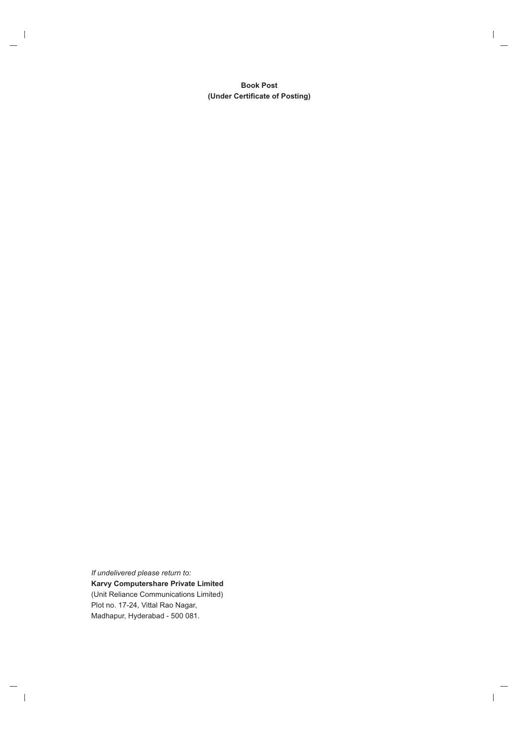**Book Post**
**(Under Certificate of Posting)**

*If undelivered please return to:*
**Karvy Computershare Private Limited**
(Unit Reliance Communications Limited)
Plot no. 17-24, Vittal Rao Nagar,
Madhapur, Hyderabad - 500 081.